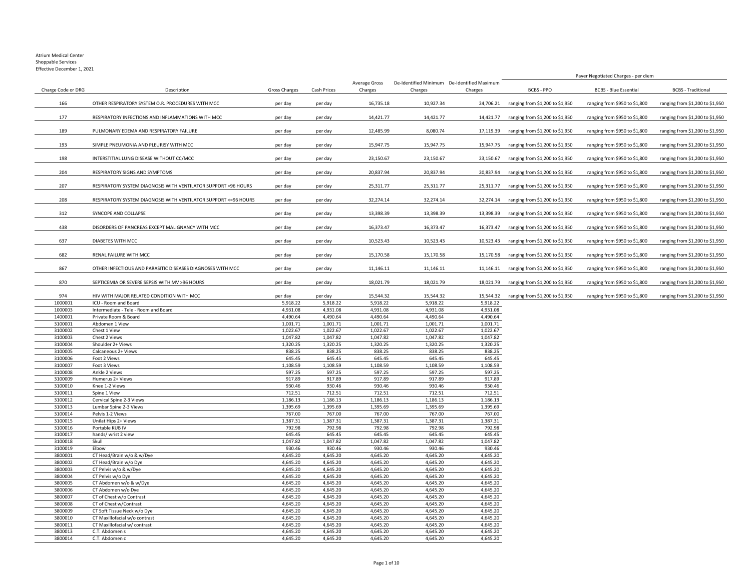Atrium Medical Center
Shoppable Services
Effective December 1, 2021

| Charge Code or DRG | Description | Gross Charges | Cash Prices | Average Gross Charges | De-Identified Minimum Charges | De-Identified Maximum Charges | Payer Negotiated Charges - per diem | | |
|---|---|---|---|---|---|---|---|---|---|
| | | | | | | | BCBS - PPO | BCBS - Blue Essential | BCBS - Traditional |
| 166 | OTHER RESPIRATORY SYSTEM O.R. PROCEDURES WITH MCC | per day | per day | 16,735.18 | 10,927.34 | 24,706.21 | ranging from $1,200 to $1,950 | ranging from $950 to $1,800 | ranging from $1,200 to $1,950 |
| 177 | RESPIRATORY INFECTIONS AND INFLAMMATIONS WITH MCC | per day | per day | 14,421.77 | 14,421.77 | 14,421.77 | ranging from $1,200 to $1,950 | ranging from $950 to $1,800 | ranging from $1,200 to $1,950 |
| 189 | PULMONARY EDEMA AND RESPIRATORY FAILURE | per day | per day | 12,485.99 | 8,080.74 | 17,119.39 | ranging from $1,200 to $1,950 | ranging from $950 to $1,800 | ranging from $1,200 to $1,950 |
| 193 | SIMPLE PNEUMONIA AND PLEURISY WITH MCC | per day | per day | 15,947.75 | 15,947.75 | 15,947.75 | ranging from $1,200 to $1,950 | ranging from $950 to $1,800 | ranging from $1,200 to $1,950 |
| 198 | INTERSTITIAL LUNG DISEASE WITHOUT CC/MCC | per day | per day | 23,150.67 | 23,150.67 | 23,150.67 | ranging from $1,200 to $1,950 | ranging from $950 to $1,800 | ranging from $1,200 to $1,950 |
| 204 | RESPIRATORY SIGNS AND SYMPTOMS | per day | per day | 20,837.94 | 20,837.94 | 20,837.94 | ranging from $1,200 to $1,950 | ranging from $950 to $1,800 | ranging from $1,200 to $1,950 |
| 207 | RESPIRATORY SYSTEM DIAGNOSIS WITH VENTILATOR SUPPORT >96 HOURS | per day | per day | 25,311.77 | 25,311.77 | 25,311.77 | ranging from $1,200 to $1,950 | ranging from $950 to $1,800 | ranging from $1,200 to $1,950 |
| 208 | RESPIRATORY SYSTEM DIAGNOSIS WITH VENTILATOR SUPPORT <=96 HOURS | per day | per day | 32,274.14 | 32,274.14 | 32,274.14 | ranging from $1,200 to $1,950 | ranging from $950 to $1,800 | ranging from $1,200 to $1,950 |
| 312 | SYNCOPE AND COLLAPSE | per day | per day | 13,398.39 | 13,398.39 | 13,398.39 | ranging from $1,200 to $1,950 | ranging from $950 to $1,800 | ranging from $1,200 to $1,950 |
| 438 | DISORDERS OF PANCREAS EXCEPT MALIGNANCY WITH MCC | per day | per day | 16,373.47 | 16,373.47 | 16,373.47 | ranging from $1,200 to $1,950 | ranging from $950 to $1,800 | ranging from $1,200 to $1,950 |
| 637 | DIABETES WITH MCC | per day | per day | 10,523.43 | 10,523.43 | 10,523.43 | ranging from $1,200 to $1,950 | ranging from $950 to $1,800 | ranging from $1,200 to $1,950 |
| 682 | RENAL FAILURE WITH MCC | per day | per day | 15,170.58 | 15,170.58 | 15,170.58 | ranging from $1,200 to $1,950 | ranging from $950 to $1,800 | ranging from $1,200 to $1,950 |
| 867 | OTHER INFECTIOUS AND PARASITIC DISEASES DIAGNOSES WITH MCC | per day | per day | 11,146.11 | 11,146.11 | 11,146.11 | ranging from $1,200 to $1,950 | ranging from $950 to $1,800 | ranging from $1,200 to $1,950 |
| 870 | SEPTICEMIA OR SEVERE SEPSIS WITH MV >96 HOURS | per day | per day | 18,021.79 | 18,021.79 | 18,021.79 | ranging from $1,200 to $1,950 | ranging from $950 to $1,800 | ranging from $1,200 to $1,950 |
| 974 | HIV WITH MAJOR RELATED CONDITION WITH MCC | per day | per day | 15,544.32 | 15,544.32 | 15,544.32 | ranging from $1,200 to $1,950 | ranging from $950 to $1,800 | ranging from $1,200 to $1,950 |
| 1000001 | ICU - Room and Board | 5,918.22 | 5,918.22 | 5,918.22 | 5,918.22 | 5,918.22 | | | |
| 1000003 | Intermediate - Tele - Room and Board | 4,931.08 | 4,931.08 | 4,931.08 | 4,931.08 | 4,931.08 | | | |
| 1400001 | Private Room & Board | 4,490.64 | 4,490.64 | 4,490.64 | 4,490.64 | 4,490.64 | | | |
| 3100001 | Abdomen 1 View | 1,001.71 | 1,001.71 | 1,001.71 | 1,001.71 | 1,001.71 | | | |
| 3100002 | Chest 1 View | 1,022.67 | 1,022.67 | 1,022.67 | 1,022.67 | 1,022.67 | | | |
| 3100003 | Chest 2 Views | 1,047.82 | 1,047.82 | 1,047.82 | 1,047.82 | 1,047.82 | | | |
| 3100004 | Shoulder 2+ Views | 1,320.25 | 1,320.25 | 1,320.25 | 1,320.25 | 1,320.25 | | | |
| 3100005 | Calcaneous 2+ Views | 838.25 | 838.25 | 838.25 | 838.25 | 838.25 | | | |
| 3100006 | Foot 2 Views | 645.45 | 645.45 | 645.45 | 645.45 | 645.45 | | | |
| 3100007 | Foot 3 Views | 1,108.59 | 1,108.59 | 1,108.59 | 1,108.59 | 1,108.59 | | | |
| 3100008 | Ankle 2 Views | 597.25 | 597.25 | 597.25 | 597.25 | 597.25 | | | |
| 3100009 | Humerus 2+ Views | 917.89 | 917.89 | 917.89 | 917.89 | 917.89 | | | |
| 3100010 | Knee 1-2 Views | 930.46 | 930.46 | 930.46 | 930.46 | 930.46 | | | |
| 3100011 | Spine 1 View | 712.51 | 712.51 | 712.51 | 712.51 | 712.51 | | | |
| 3100012 | Cervical Spine 2-3 Views | 1,186.13 | 1,186.13 | 1,186.13 | 1,186.13 | 1,186.13 | | | |
| 3100013 | Lumbar Spine 2-3 Views | 1,395.69 | 1,395.69 | 1,395.69 | 1,395.69 | 1,395.69 | | | |
| 3100014 | Pelvis 1-2 Views | 767.00 | 767.00 | 767.00 | 767.00 | 767.00 | | | |
| 3100015 | Unilat Hips 2+ Views | 1,387.31 | 1,387.31 | 1,387.31 | 1,387.31 | 1,387.31 | | | |
| 3100016 | Portable KUB IV | 792.98 | 792.98 | 792.98 | 792.98 | 792.98 | | | |
| 3100017 | hands/ wrist 2 view | 645.45 | 645.45 | 645.45 | 645.45 | 645.45 | | | |
| 3100018 | Skull | 1,047.82 | 1,047.82 | 1,047.82 | 1,047.82 | 1,047.82 | | | |
| 3100019 | Elbow | 930.46 | 930.46 | 930.46 | 930.46 | 930.46 | | | |
| 3800001 | CT Head/Brain w/o & w/Dye | 4,645.20 | 4,645.20 | 4,645.20 | 4,645.20 | 4,645.20 | | | |
| 3800002 | CT Head/Brain w/o Dye | 4,645.20 | 4,645.20 | 4,645.20 | 4,645.20 | 4,645.20 | | | |
| 3800003 | CT Pelvis w/o & w/Dye | 4,645.20 | 4,645.20 | 4,645.20 | 4,645.20 | 4,645.20 | | | |
| 3800004 | CT Pelvis w/o Dye | 4,645.20 | 4,645.20 | 4,645.20 | 4,645.20 | 4,645.20 | | | |
| 3800005 | CT Abdomen w/o & w/Dye | 4,645.20 | 4,645.20 | 4,645.20 | 4,645.20 | 4,645.20 | | | |
| 3800006 | CT Abdomen w/o Dye | 4,645.20 | 4,645.20 | 4,645.20 | 4,645.20 | 4,645.20 | | | |
| 3800007 | CT of Chest w/o Contrast | 4,645.20 | 4,645.20 | 4,645.20 | 4,645.20 | 4,645.20 | | | |
| 3800008 | CT of Chest w/Contrast | 4,645.20 | 4,645.20 | 4,645.20 | 4,645.20 | 4,645.20 | | | |
| 3800009 | CT Soft Tissue Neck w/o Dye | 4,645.20 | 4,645.20 | 4,645.20 | 4,645.20 | 4,645.20 | | | |
| 3800010 | CT Maxillofacial w/o contrast | 4,645.20 | 4,645.20 | 4,645.20 | 4,645.20 | 4,645.20 | | | |
| 3800011 | CT Maxillofacial w/ contrast | 4,645.20 | 4,645.20 | 4,645.20 | 4,645.20 | 4,645.20 | | | |
| 3800013 | C.T. Abdomen s | 4,645.20 | 4,645.20 | 4,645.20 | 4,645.20 | 4,645.20 | | | |
| 3800014 | C.T. Abdomen c | 4,645.20 | 4,645.20 | 4,645.20 | 4,645.20 | 4,645.20 | | | |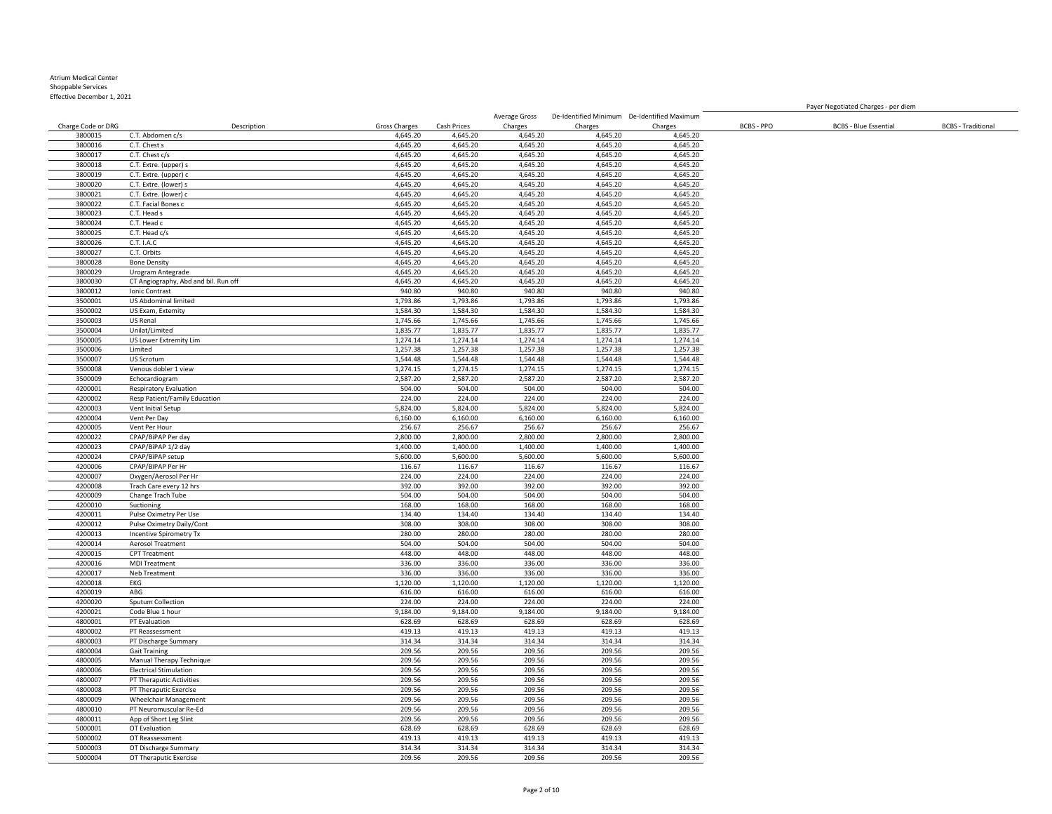Atrium Medical Center
Shoppable Services
Effective December 1, 2021

| Charge Code or DRG | Description | Gross Charges | Cash Prices | Average Gross Charges | De-Identified Minimum Charges | De-Identified Maximum Charges | Payer Negotiated Charges - per diem | | |
|---|---|---|---|---|---|---|---|---|---|
| | | | | | | | BCBS - PPO | BCBS - Blue Essential | BCBS - Traditional |
| 3800015 | C.T. Abdomen c/s | 4,645.20 | 4,645.20 | 4,645.20 | 4,645.20 | 4,645.20 | | | |
| 3800016 | C.T. Chest s | 4,645.20 | 4,645.20 | 4,645.20 | 4,645.20 | 4,645.20 | | | |
| 3800017 | C.T. Chest c/s | 4,645.20 | 4,645.20 | 4,645.20 | 4,645.20 | 4,645.20 | | | |
| 3800018 | C.T. Extre. (upper) s | 4,645.20 | 4,645.20 | 4,645.20 | 4,645.20 | 4,645.20 | | | |
| 3800019 | C.T. Extre. (upper) c | 4,645.20 | 4,645.20 | 4,645.20 | 4,645.20 | 4,645.20 | | | |
| 3800020 | C.T. Extre. (lower) s | 4,645.20 | 4,645.20 | 4,645.20 | 4,645.20 | 4,645.20 | | | |
| 3800021 | C.T. Extre. (lower) c | 4,645.20 | 4,645.20 | 4,645.20 | 4,645.20 | 4,645.20 | | | |
| 3800022 | C.T. Facial Bones c | 4,645.20 | 4,645.20 | 4,645.20 | 4,645.20 | 4,645.20 | | | |
| 3800023 | C.T. Head s | 4,645.20 | 4,645.20 | 4,645.20 | 4,645.20 | 4,645.20 | | | |
| 3800024 | C.T. Head c | 4,645.20 | 4,645.20 | 4,645.20 | 4,645.20 | 4,645.20 | | | |
| 3800025 | C.T. Head c/s | 4,645.20 | 4,645.20 | 4,645.20 | 4,645.20 | 4,645.20 | | | |
| 3800026 | C.T. I.A.C | 4,645.20 | 4,645.20 | 4,645.20 | 4,645.20 | 4,645.20 | | | |
| 3800027 | C.T. Orbits | 4,645.20 | 4,645.20 | 4,645.20 | 4,645.20 | 4,645.20 | | | |
| 3800028 | Bone Density | 4,645.20 | 4,645.20 | 4,645.20 | 4,645.20 | 4,645.20 | | | |
| 3800029 | Urogram Antegrade | 4,645.20 | 4,645.20 | 4,645.20 | 4,645.20 | 4,645.20 | | | |
| 3800030 | CT Angiography, Abd and bil. Run off | 4,645.20 | 4,645.20 | 4,645.20 | 4,645.20 | 4,645.20 | | | |
| 3800012 | Ionic Contrast | 940.80 | 940.80 | 940.80 | 940.80 | 940.80 | | | |
| 3500001 | US Abdominal limited | 1,793.86 | 1,793.86 | 1,793.86 | 1,793.86 | 1,793.86 | | | |
| 3500002 | US Exam, Extemity | 1,584.30 | 1,584.30 | 1,584.30 | 1,584.30 | 1,584.30 | | | |
| 3500003 | US Renal | 1,745.66 | 1,745.66 | 1,745.66 | 1,745.66 | 1,745.66 | | | |
| 3500004 | Unilat/Limited | 1,835.77 | 1,835.77 | 1,835.77 | 1,835.77 | 1,835.77 | | | |
| 3500005 | US Lower Extremity Lim | 1,274.14 | 1,274.14 | 1,274.14 | 1,274.14 | 1,274.14 | | | |
| 3500006 | Limited | 1,257.38 | 1,257.38 | 1,257.38 | 1,257.38 | 1,257.38 | | | |
| 3500007 | US Scrotum | 1,544.48 | 1,544.48 | 1,544.48 | 1,544.48 | 1,544.48 | | | |
| 3500008 | Venous dobler 1 view | 1,274.15 | 1,274.15 | 1,274.15 | 1,274.15 | 1,274.15 | | | |
| 3500009 | Echocardiogram | 2,587.20 | 2,587.20 | 2,587.20 | 2,587.20 | 2,587.20 | | | |
| 4200001 | Respiratory Evaluation | 504.00 | 504.00 | 504.00 | 504.00 | 504.00 | | | |
| 4200002 | Resp Patient/Family Education | 224.00 | 224.00 | 224.00 | 224.00 | 224.00 | | | |
| 4200003 | Vent Initial Setup | 5,824.00 | 5,824.00 | 5,824.00 | 5,824.00 | 5,824.00 | | | |
| 4200004 | Vent Per Day | 6,160.00 | 6,160.00 | 6,160.00 | 6,160.00 | 6,160.00 | | | |
| 4200005 | Vent Per Hour | 256.67 | 256.67 | 256.67 | 256.67 | 256.67 | | | |
| 4200022 | CPAP/BiPAP Per day | 2,800.00 | 2,800.00 | 2,800.00 | 2,800.00 | 2,800.00 | | | |
| 4200023 | CPAP/BiPAP 1/2 day | 1,400.00 | 1,400.00 | 1,400.00 | 1,400.00 | 1,400.00 | | | |
| 4200024 | CPAP/BiPAP setup | 5,600.00 | 5,600.00 | 5,600.00 | 5,600.00 | 5,600.00 | | | |
| 4200006 | CPAP/BiPAP Per Hr | 116.67 | 116.67 | 116.67 | 116.67 | 116.67 | | | |
| 4200007 | Oxygen/Aerosol Per Hr | 224.00 | 224.00 | 224.00 | 224.00 | 224.00 | | | |
| 4200008 | Trach Care every 12 hrs | 392.00 | 392.00 | 392.00 | 392.00 | 392.00 | | | |
| 4200009 | Change Trach Tube | 504.00 | 504.00 | 504.00 | 504.00 | 504.00 | | | |
| 4200010 | Suctioning | 168.00 | 168.00 | 168.00 | 168.00 | 168.00 | | | |
| 4200011 | Pulse Oximetry Per Use | 134.40 | 134.40 | 134.40 | 134.40 | 134.40 | | | |
| 4200012 | Pulse Oximetry Daily/Cont | 308.00 | 308.00 | 308.00 | 308.00 | 308.00 | | | |
| 4200013 | Incentive Spirometry Tx | 280.00 | 280.00 | 280.00 | 280.00 | 280.00 | | | |
| 4200014 | Aerosol Treatment | 504.00 | 504.00 | 504.00 | 504.00 | 504.00 | | | |
| 4200015 | CPT Treatment | 448.00 | 448.00 | 448.00 | 448.00 | 448.00 | | | |
| 4200016 | MDI Treatment | 336.00 | 336.00 | 336.00 | 336.00 | 336.00 | | | |
| 4200017 | Neb Treatment | 336.00 | 336.00 | 336.00 | 336.00 | 336.00 | | | |
| 4200018 | EKG | 1,120.00 | 1,120.00 | 1,120.00 | 1,120.00 | 1,120.00 | | | |
| 4200019 | ABG | 616.00 | 616.00 | 616.00 | 616.00 | 616.00 | | | |
| 4200020 | Sputum Collection | 224.00 | 224.00 | 224.00 | 224.00 | 224.00 | | | |
| 4200021 | Code Blue 1 hour | 9,184.00 | 9,184.00 | 9,184.00 | 9,184.00 | 9,184.00 | | | |
| 4800001 | PT Evaluation | 628.69 | 628.69 | 628.69 | 628.69 | 628.69 | | | |
| 4800002 | PT Reassessment | 419.13 | 419.13 | 419.13 | 419.13 | 419.13 | | | |
| 4800003 | PT Discharge Summary | 314.34 | 314.34 | 314.34 | 314.34 | 314.34 | | | |
| 4800004 | Gait Training | 209.56 | 209.56 | 209.56 | 209.56 | 209.56 | | | |
| 4800005 | Manual Therapy Technique | 209.56 | 209.56 | 209.56 | 209.56 | 209.56 | | | |
| 4800006 | Electrical Stimulation | 209.56 | 209.56 | 209.56 | 209.56 | 209.56 | | | |
| 4800007 | PT Theraputic Activities | 209.56 | 209.56 | 209.56 | 209.56 | 209.56 | | | |
| 4800008 | PT Theraputic Exercise | 209.56 | 209.56 | 209.56 | 209.56 | 209.56 | | | |
| 4800009 | Wheelchair Management | 209.56 | 209.56 | 209.56 | 209.56 | 209.56 | | | |
| 4800010 | PT Neuromuscular Re-Ed | 209.56 | 209.56 | 209.56 | 209.56 | 209.56 | | | |
| 4800011 | App of Short Leg Slint | 209.56 | 209.56 | 209.56 | 209.56 | 209.56 | | | |
| 5000001 | OT Evaluation | 628.69 | 628.69 | 628.69 | 628.69 | 628.69 | | | |
| 5000002 | OT Reassessment | 419.13 | 419.13 | 419.13 | 419.13 | 419.13 | | | |
| 5000003 | OT Discharge Summary | 314.34 | 314.34 | 314.34 | 314.34 | 314.34 | | | |
| 5000004 | OT Theraputic Exercise | 209.56 | 209.56 | 209.56 | 209.56 | 209.56 | | | |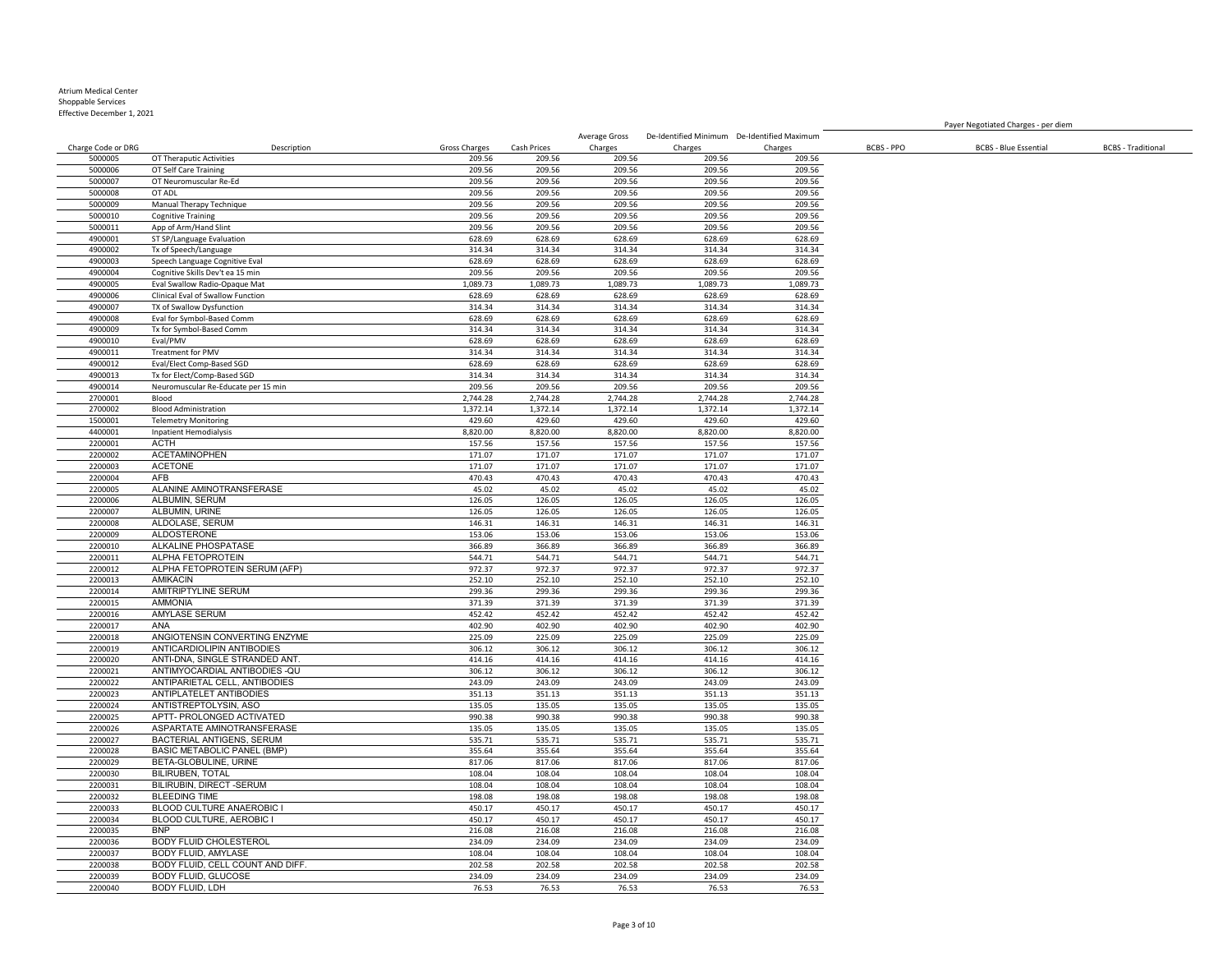Atrium Medical Center
Shoppable Services
Effective December 1, 2021

| Charge Code or DRG | Description | Gross Charges | Cash Prices | Average Gross Charges | De-Identified Minimum Charges | De-Identified Maximum Charges | Payer Negotiated Charges - per diem | | |
|---|---|---|---|---|---|---|---|---|---|
| | | | | | | | BCBS - PPO | BCBS - Blue Essential | BCBS - Traditional |
| 5000005 | OT Theraputic Activities | 209.56 | 209.56 | 209.56 | 209.56 | 209.56 | | | |
| 5000006 | OT Self Care Training | 209.56 | 209.56 | 209.56 | 209.56 | 209.56 | | | |
| 5000007 | OT Neuromuscular Re-Ed | 209.56 | 209.56 | 209.56 | 209.56 | 209.56 | | | |
| 5000008 | OT ADL | 209.56 | 209.56 | 209.56 | 209.56 | 209.56 | | | |
| 5000009 | Manual Therapy Technique | 209.56 | 209.56 | 209.56 | 209.56 | 209.56 | | | |
| 5000010 | Cognitive Training | 209.56 | 209.56 | 209.56 | 209.56 | 209.56 | | | |
| 5000011 | App of Arm/Hand Slint | 209.56 | 209.56 | 209.56 | 209.56 | 209.56 | | | |
| 4900001 | ST SP/Language Evaluation | 628.69 | 628.69 | 628.69 | 628.69 | 628.69 | | | |
| 4900002 | Tx of Speech/Language | 314.34 | 314.34 | 314.34 | 314.34 | 314.34 | | | |
| 4900003 | Speech Language Cognitive Eval | 628.69 | 628.69 | 628.69 | 628.69 | 628.69 | | | |
| 4900004 | Cognitive Skills Dev't ea 15 min | 209.56 | 209.56 | 209.56 | 209.56 | 209.56 | | | |
| 4900005 | Eval Swallow Radio-Opaque Mat | 1,089.73 | 1,089.73 | 1,089.73 | 1,089.73 | 1,089.73 | | | |
| 4900006 | Clinical Eval of Swallow Function | 628.69 | 628.69 | 628.69 | 628.69 | 628.69 | | | |
| 4900007 | TX of Swallow Dysfunction | 314.34 | 314.34 | 314.34 | 314.34 | 314.34 | | | |
| 4900008 | Eval for Symbol-Based Comm | 628.69 | 628.69 | 628.69 | 628.69 | 628.69 | | | |
| 4900009 | Tx for Symbol-Based Comm | 314.34 | 314.34 | 314.34 | 314.34 | 314.34 | | | |
| 4900010 | Eval/PMV | 628.69 | 628.69 | 628.69 | 628.69 | 628.69 | | | |
| 4900011 | Treatment for PMV | 314.34 | 314.34 | 314.34 | 314.34 | 314.34 | | | |
| 4900012 | Eval/Elect Comp-Based SGD | 628.69 | 628.69 | 628.69 | 628.69 | 628.69 | | | |
| 4900013 | Tx for Elect/Comp-Based SGD | 314.34 | 314.34 | 314.34 | 314.34 | 314.34 | | | |
| 4900014 | Neuromuscular Re-Educate per 15 min | 209.56 | 209.56 | 209.56 | 209.56 | 209.56 | | | |
| 2700001 | Blood | 2,744.28 | 2,744.28 | 2,744.28 | 2,744.28 | 2,744.28 | | | |
| 2700002 | Blood Administration | 1,372.14 | 1,372.14 | 1,372.14 | 1,372.14 | 1,372.14 | | | |
| 1500001 | Telemetry Monitoring | 429.60 | 429.60 | 429.60 | 429.60 | 429.60 | | | |
| 4400001 | Inpatient Hemodialysis | 8,820.00 | 8,820.00 | 8,820.00 | 8,820.00 | 8,820.00 | | | |
| 2200001 | ACTH | 157.56 | 157.56 | 157.56 | 157.56 | 157.56 | | | |
| 2200002 | ACETAMINOPHEN | 171.07 | 171.07 | 171.07 | 171.07 | 171.07 | | | |
| 2200003 | ACETONE | 171.07 | 171.07 | 171.07 | 171.07 | 171.07 | | | |
| 2200004 | AFB | 470.43 | 470.43 | 470.43 | 470.43 | 470.43 | | | |
| 2200005 | ALANINE AMINOTRANSFERASE | 45.02 | 45.02 | 45.02 | 45.02 | 45.02 | | | |
| 2200006 | ALBUMIN, SERUM | 126.05 | 126.05 | 126.05 | 126.05 | 126.05 | | | |
| 2200007 | ALBUMIN, URINE | 126.05 | 126.05 | 126.05 | 126.05 | 126.05 | | | |
| 2200008 | ALDOLASE, SERUM | 146.31 | 146.31 | 146.31 | 146.31 | 146.31 | | | |
| 2200009 | ALDOSTERONE | 153.06 | 153.06 | 153.06 | 153.06 | 153.06 | | | |
| 2200010 | ALKALINE PHOSPATASE | 366.89 | 366.89 | 366.89 | 366.89 | 366.89 | | | |
| 2200011 | ALPHA FETOPROTEIN | 544.71 | 544.71 | 544.71 | 544.71 | 544.71 | | | |
| 2200012 | ALPHA FETOPROTEIN SERUM (AFP) | 972.37 | 972.37 | 972.37 | 972.37 | 972.37 | | | |
| 2200013 | AMIKACIN | 252.10 | 252.10 | 252.10 | 252.10 | 252.10 | | | |
| 2200014 | AMITRIPTYLINE SERUM | 299.36 | 299.36 | 299.36 | 299.36 | 299.36 | | | |
| 2200015 | AMMONIA | 371.39 | 371.39 | 371.39 | 371.39 | 371.39 | | | |
| 2200016 | AMYLASE SERUM | 452.42 | 452.42 | 452.42 | 452.42 | 452.42 | | | |
| 2200017 | ANA | 402.90 | 402.90 | 402.90 | 402.90 | 402.90 | | | |
| 2200018 | ANGIOTENSIN CONVERTING ENZYME | 225.09 | 225.09 | 225.09 | 225.09 | 225.09 | | | |
| 2200019 | ANTICARDIOLIPIN ANTIBODIES | 306.12 | 306.12 | 306.12 | 306.12 | 306.12 | | | |
| 2200020 | ANTI-DNA, SINGLE STRANDED ANT. | 414.16 | 414.16 | 414.16 | 414.16 | 414.16 | | | |
| 2200021 | ANTIMYOCARDIAL ANTIBODIES -QU | 306.12 | 306.12 | 306.12 | 306.12 | 306.12 | | | |
| 2200022 | ANTIPARIETAL CELL, ANTIBODIES | 243.09 | 243.09 | 243.09 | 243.09 | 243.09 | | | |
| 2200023 | ANTIPLATELET ANTIBODIES | 351.13 | 351.13 | 351.13 | 351.13 | 351.13 | | | |
| 2200024 | ANTISTREPTOLYSIN, ASO | 135.05 | 135.05 | 135.05 | 135.05 | 135.05 | | | |
| 2200025 | APTT- PROLONGED ACTIVATED | 990.38 | 990.38 | 990.38 | 990.38 | 990.38 | | | |
| 2200026 | ASPARTATE AMINOTRANSFERASE | 135.05 | 135.05 | 135.05 | 135.05 | 135.05 | | | |
| 2200027 | BACTERIAL ANTIGENS, SERUM | 535.71 | 535.71 | 535.71 | 535.71 | 535.71 | | | |
| 2200028 | BASIC METABOLIC PANEL (BMP) | 355.64 | 355.64 | 355.64 | 355.64 | 355.64 | | | |
| 2200029 | BETA-GLOBULINE, URINE | 817.06 | 817.06 | 817.06 | 817.06 | 817.06 | | | |
| 2200030 | BILIRUBEN, TOTAL | 108.04 | 108.04 | 108.04 | 108.04 | 108.04 | | | |
| 2200031 | BILIRUBIN, DIRECT -SERUM | 108.04 | 108.04 | 108.04 | 108.04 | 108.04 | | | |
| 2200032 | BLEEDING TIME | 198.08 | 198.08 | 198.08 | 198.08 | 198.08 | | | |
| 2200033 | BLOOD CULTURE ANAEROBIC I | 450.17 | 450.17 | 450.17 | 450.17 | 450.17 | | | |
| 2200034 | BLOOD CULTURE, AEROBIC I | 450.17 | 450.17 | 450.17 | 450.17 | 450.17 | | | |
| 2200035 | BNP | 216.08 | 216.08 | 216.08 | 216.08 | 216.08 | | | |
| 2200036 | BODY FLUID CHOLESTEROL | 234.09 | 234.09 | 234.09 | 234.09 | 234.09 | | | |
| 2200037 | BODY FLUID, AMYLASE | 108.04 | 108.04 | 108.04 | 108.04 | 108.04 | | | |
| 2200038 | BODY FLUID, CELL COUNT AND DIFF. | 202.58 | 202.58 | 202.58 | 202.58 | 202.58 | | | |
| 2200039 | BODY FLUID, GLUCOSE | 234.09 | 234.09 | 234.09 | 234.09 | 234.09 | | | |
| 2200040 | BODY FLUID, LDH | 76.53 | 76.53 | 76.53 | 76.53 | 76.53 | | | |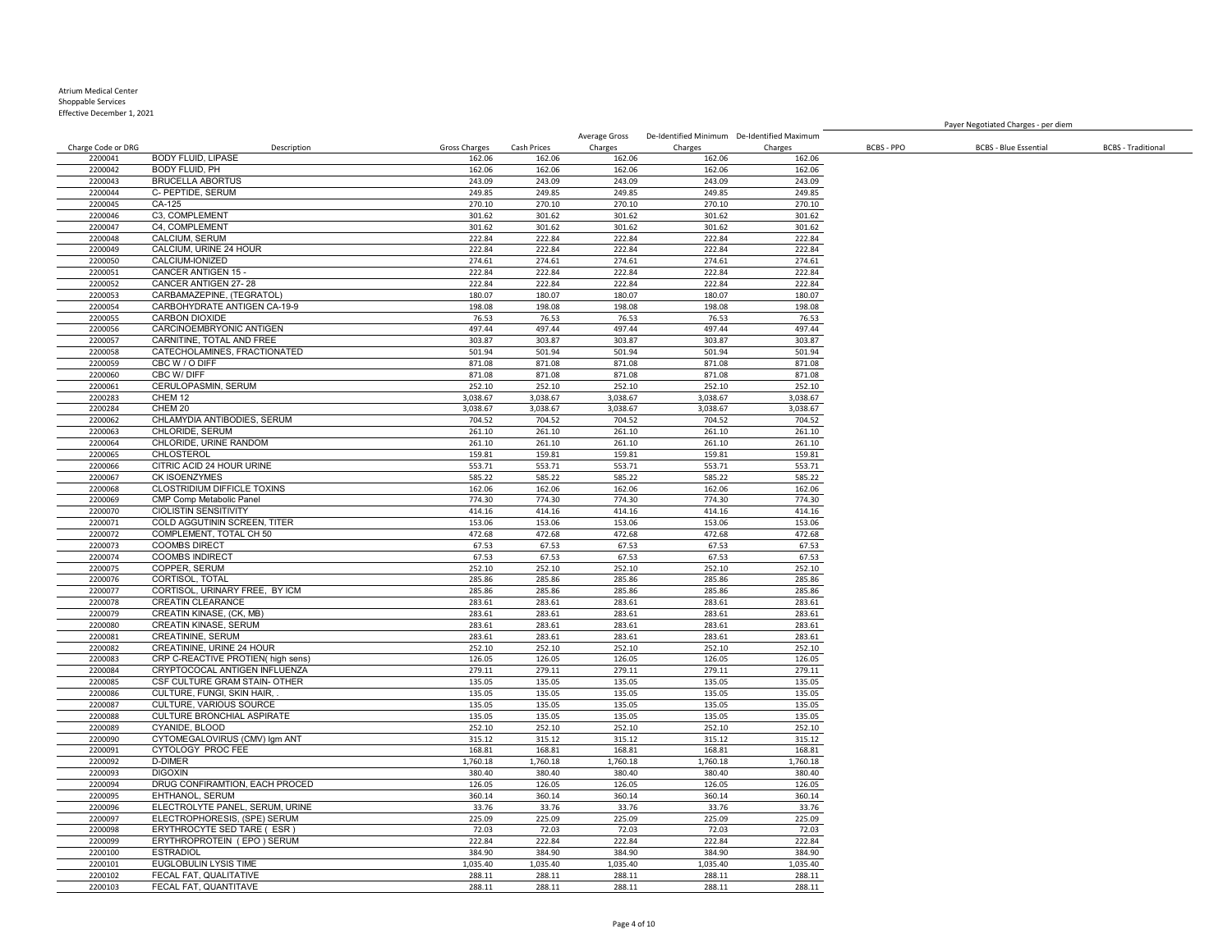Atrium Medical Center
Shoppable Services
Effective December 1, 2021

| Charge Code or DRG | Description | Gross Charges | Cash Prices | Average Gross Charges | De-Identified Minimum Charges | De-Identified Maximum Charges | Payer Negotiated Charges - per diem | | |
|---|---|---|---|---|---|---|---|---|---|
| | | | | | | | BCBS - PPO | BCBS - Blue Essential | BCBS - Traditional |
| 2200041 | BODY FLUID, LIPASE | 162.06 | 162.06 | 162.06 | 162.06 | 162.06 | | | |
| 2200042 | BODY FLUID, PH | 162.06 | 162.06 | 162.06 | 162.06 | 162.06 | | | |
| 2200043 | BRUCELLA ABORTUS | 243.09 | 243.09 | 243.09 | 243.09 | 243.09 | | | |
| 2200044 | C- PEPTIDE, SERUM | 249.85 | 249.85 | 249.85 | 249.85 | 249.85 | | | |
| 2200045 | CA-125 | 270.10 | 270.10 | 270.10 | 270.10 | 270.10 | | | |
| 2200046 | C3, COMPLEMENT | 301.62 | 301.62 | 301.62 | 301.62 | 301.62 | | | |
| 2200047 | C4, COMPLEMENT | 301.62 | 301.62 | 301.62 | 301.62 | 301.62 | | | |
| 2200048 | CALCIUM, SERUM | 222.84 | 222.84 | 222.84 | 222.84 | 222.84 | | | |
| 2200049 | CALCIUM, URINE 24 HOUR | 222.84 | 222.84 | 222.84 | 222.84 | 222.84 | | | |
| 2200050 | CALCIUM-IONIZED | 274.61 | 274.61 | 274.61 | 274.61 | 274.61 | | | |
| 2200051 | CANCER ANTIGEN 15 - | 222.84 | 222.84 | 222.84 | 222.84 | 222.84 | | | |
| 2200052 | CANCER ANTIGEN 27- 28 | 222.84 | 222.84 | 222.84 | 222.84 | 222.84 | | | |
| 2200053 | CARBAMAZEPINE, (TEGRATOL) | 180.07 | 180.07 | 180.07 | 180.07 | 180.07 | | | |
| 2200054 | CARBOHYDRATE ANTIGEN CA-19-9 | 198.08 | 198.08 | 198.08 | 198.08 | 198.08 | | | |
| 2200055 | CARBON DIOXIDE | 76.53 | 76.53 | 76.53 | 76.53 | 76.53 | | | |
| 2200056 | CARCINOEMBRYONIC ANTIGEN | 497.44 | 497.44 | 497.44 | 497.44 | 497.44 | | | |
| 2200057 | CARNITINE, TOTAL AND FREE | 303.87 | 303.87 | 303.87 | 303.87 | 303.87 | | | |
| 2200058 | CATECHOLAMINES, FRACTIONATED | 501.94 | 501.94 | 501.94 | 501.94 | 501.94 | | | |
| 2200059 | CBC W / O DIFF | 871.08 | 871.08 | 871.08 | 871.08 | 871.08 | | | |
| 2200060 | CBC W/ DIFF | 871.08 | 871.08 | 871.08 | 871.08 | 871.08 | | | |
| 2200061 | CERULOPASMIN, SERUM | 252.10 | 252.10 | 252.10 | 252.10 | 252.10 | | | |
| 2200283 | CHEM 12 | 3,038.67 | 3,038.67 | 3,038.67 | 3,038.67 | 3,038.67 | | | |
| 2200284 | CHEM 20 | 3,038.67 | 3,038.67 | 3,038.67 | 3,038.67 | 3,038.67 | | | |
| 2200062 | CHLAMYDIA ANTIBODIES, SERUM | 704.52 | 704.52 | 704.52 | 704.52 | 704.52 | | | |
| 2200063 | CHLORIDE, SERUM | 261.10 | 261.10 | 261.10 | 261.10 | 261.10 | | | |
| 2200064 | CHLORIDE, URINE RANDOM | 261.10 | 261.10 | 261.10 | 261.10 | 261.10 | | | |
| 2200065 | CHLOSTEROL | 159.81 | 159.81 | 159.81 | 159.81 | 159.81 | | | |
| 2200066 | CITRIC ACID 24 HOUR URINE | 553.71 | 553.71 | 553.71 | 553.71 | 553.71 | | | |
| 2200067 | CK ISOENZYMES | 585.22 | 585.22 | 585.22 | 585.22 | 585.22 | | | |
| 2200068 | CLOSTRIDIUM DIFFICLE TOXINS | 162.06 | 162.06 | 162.06 | 162.06 | 162.06 | | | |
| 2200069 | CMP Comp Metabolic Panel | 774.30 | 774.30 | 774.30 | 774.30 | 774.30 | | | |
| 2200070 | CIOLISTIN SENSITIVITY | 414.16 | 414.16 | 414.16 | 414.16 | 414.16 | | | |
| 2200071 | COLD AGGUTININ SCREEN, TITER | 153.06 | 153.06 | 153.06 | 153.06 | 153.06 | | | |
| 2200072 | COMPLEMENT, TOTAL CH 50 | 472.68 | 472.68 | 472.68 | 472.68 | 472.68 | | | |
| 2200073 | COOMBS DIRECT | 67.53 | 67.53 | 67.53 | 67.53 | 67.53 | | | |
| 2200074 | COOMBS INDIRECT | 67.53 | 67.53 | 67.53 | 67.53 | 67.53 | | | |
| 2200075 | COPPER, SERUM | 252.10 | 252.10 | 252.10 | 252.10 | 252.10 | | | |
| 2200076 | CORTISOL, TOTAL | 285.86 | 285.86 | 285.86 | 285.86 | 285.86 | | | |
| 2200077 | CORTISOL, URINARY FREE, BY ICM | 285.86 | 285.86 | 285.86 | 285.86 | 285.86 | | | |
| 2200078 | CREATIN CLEARANCE | 283.61 | 283.61 | 283.61 | 283.61 | 283.61 | | | |
| 2200079 | CREATIN KINASE, (CK, MB) | 283.61 | 283.61 | 283.61 | 283.61 | 283.61 | | | |
| 2200080 | CREATIN KINASE, SERUM | 283.61 | 283.61 | 283.61 | 283.61 | 283.61 | | | |
| 2200081 | CREATININE, SERUM | 283.61 | 283.61 | 283.61 | 283.61 | 283.61 | | | |
| 2200082 | CREATININE, URINE 24 HOUR | 252.10 | 252.10 | 252.10 | 252.10 | 252.10 | | | |
| 2200083 | CRP C-REACTIVE PROTIEN( high sens) | 126.05 | 126.05 | 126.05 | 126.05 | 126.05 | | | |
| 2200084 | CRYPTOCOCAL ANTIGEN INFLUENZA | 279.11 | 279.11 | 279.11 | 279.11 | 279.11 | | | |
| 2200085 | CSF CULTURE GRAM STAIN- OTHER | 135.05 | 135.05 | 135.05 | 135.05 | 135.05 | | | |
| 2200086 | CULTURE, FUNGI, SKIN HAIR, . | 135.05 | 135.05 | 135.05 | 135.05 | 135.05 | | | |
| 2200087 | CULTURE, VARIOUS SOURCE | 135.05 | 135.05 | 135.05 | 135.05 | 135.05 | | | |
| 2200088 | CULTURE BRONCHIAL ASPIRATE | 135.05 | 135.05 | 135.05 | 135.05 | 135.05 | | | |
| 2200089 | CYANIDE, BLOOD | 252.10 | 252.10 | 252.10 | 252.10 | 252.10 | | | |
| 2200090 | CYTOMEGALOVIRUS (CMV) Igm ANT | 315.12 | 315.12 | 315.12 | 315.12 | 315.12 | | | |
| 2200091 | CYTOLOGY PROC FEE | 168.81 | 168.81 | 168.81 | 168.81 | 168.81 | | | |
| 2200092 | D-DIMER | 1,760.18 | 1,760.18 | 1,760.18 | 1,760.18 | 1,760.18 | | | |
| 2200093 | DIGOXIN | 380.40 | 380.40 | 380.40 | 380.40 | 380.40 | | | |
| 2200094 | DRUG CONFIRAMTION, EACH PROCED | 126.05 | 126.05 | 126.05 | 126.05 | 126.05 | | | |
| 2200095 | EHTHANOL, SERUM | 360.14 | 360.14 | 360.14 | 360.14 | 360.14 | | | |
| 2200096 | ELECTROLYTE PANEL, SERUM, URINE | 33.76 | 33.76 | 33.76 | 33.76 | 33.76 | | | |
| 2200097 | ELECTROPHORESIS, (SPE) SERUM | 225.09 | 225.09 | 225.09 | 225.09 | 225.09 | | | |
| 2200098 | ERYTHROCYTE SED TARE ( ESR ) | 72.03 | 72.03 | 72.03 | 72.03 | 72.03 | | | |
| 2200099 | ERYTHROPROTEIN ( EPO ) SERUM | 222.84 | 222.84 | 222.84 | 222.84 | 222.84 | | | |
| 2200100 | ESTRADIOL | 384.90 | 384.90 | 384.90 | 384.90 | 384.90 | | | |
| 2200101 | EUGLOBULIN LYSIS TIME | 1,035.40 | 1,035.40 | 1,035.40 | 1,035.40 | 1,035.40 | | | |
| 2200102 | FECAL FAT, QUALITATIVE | 288.11 | 288.11 | 288.11 | 288.11 | 288.11 | | | |
| 2200103 | FECAL FAT, QUANTITAVE | 288.11 | 288.11 | 288.11 | 288.11 | 288.11 | | | |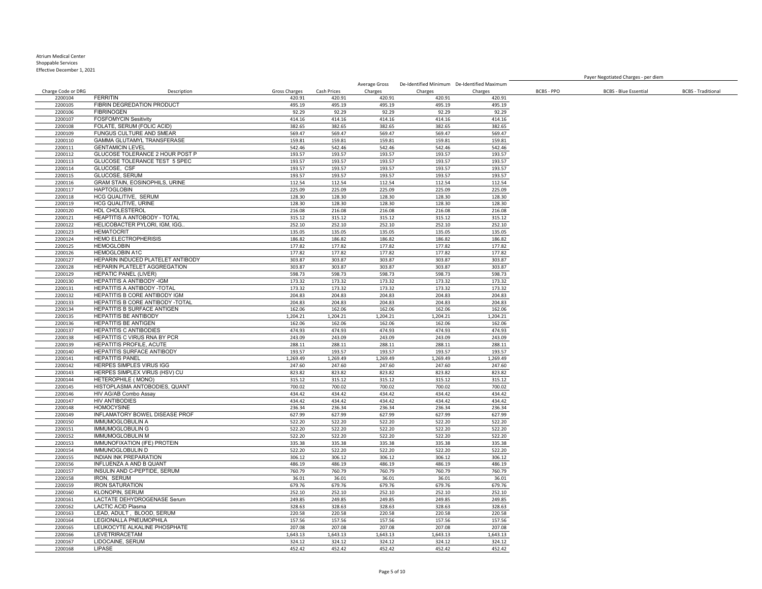Atrium Medical Center
Shoppable Services
Effective December 1, 2021

| Charge Code or DRG | Description | Gross Charges | Cash Prices | Average Gross Charges | De-Identified Minimum Charges | De-Identified Maximum Charges | Payer Negotiated Charges - per diem | | |
|---|---|---|---|---|---|---|---|---|---|
| | | | | | | | BCBS - PPO | BCBS - Blue Essential | BCBS - Traditional |
| 2200104 | FERRITIN | 420.91 | 420.91 | 420.91 | 420.91 | 420.91 | | | |
| 2200105 | FIBRIN DEGREDATION PRODUCT | 495.19 | 495.19 | 495.19 | 495.19 | 495.19 | | | |
| 2200106 | FIBRINOGEN | 92.29 | 92.29 | 92.29 | 92.29 | 92.29 | | | |
| 2200107 | FOSFOMYCIN Sesitivity | 414.16 | 414.16 | 414.16 | 414.16 | 414.16 | | | |
| 2200108 | FOLATE, SERUM (FOLIC ACID) | 382.65 | 382.65 | 382.65 | 382.65 | 382.65 | | | |
| 2200109 | FUNGUS CULTURE AND SMEAR | 569.47 | 569.47 | 569.47 | 569.47 | 569.47 | | | |
| 2200110 | GAMMA GLUTAMYL TRANSFERASE | 159.81 | 159.81 | 159.81 | 159.81 | 159.81 | | | |
| 2200111 | GENTAMICIN LEVEL | 542.46 | 542.46 | 542.46 | 542.46 | 542.46 | | | |
| 2200112 | GLUCOSE TOLERANCE 2 HOUR POST P | 193.57 | 193.57 | 193.57 | 193.57 | 193.57 | | | |
| 2200113 | GLUCOSE TOLERANCE TEST 5 SPEC | 193.57 | 193.57 | 193.57 | 193.57 | 193.57 | | | |
| 2200114 | GLUCOSE, CSF | 193.57 | 193.57 | 193.57 | 193.57 | 193.57 | | | |
| 2200115 | GLUCOSE, SERUM | 193.57 | 193.57 | 193.57 | 193.57 | 193.57 | | | |
| 2200116 | GRAM STAIN, EOSINOPHILS, URINE | 112.54 | 112.54 | 112.54 | 112.54 | 112.54 | | | |
| 2200117 | HAPTOGLOBIN | 225.09 | 225.09 | 225.09 | 225.09 | 225.09 | | | |
| 2200118 | HCG QUALITIVE, SERUM | 128.30 | 128.30 | 128.30 | 128.30 | 128.30 | | | |
| 2200119 | HCG QUALITIVE, URINE | 128.30 | 128.30 | 128.30 | 128.30 | 128.30 | | | |
| 2200120 | HDL CHOLESTEROL | 216.08 | 216.08 | 216.08 | 216.08 | 216.08 | | | |
| 2200121 | HEAPTITIS A ANTOBODY - TOTAL | 315.12 | 315.12 | 315.12 | 315.12 | 315.12 | | | |
| 2200122 | HELICOBACTER PYLORI, IGM, IGG.. | 252.10 | 252.10 | 252.10 | 252.10 | 252.10 | | | |
| 2200123 | HEMATOCRIT | 135.05 | 135.05 | 135.05 | 135.05 | 135.05 | | | |
| 2200124 | HEMO ELECTROPHERISIS | 186.82 | 186.82 | 186.82 | 186.82 | 186.82 | | | |
| 2200125 | HEMOGLOBIN | 177.82 | 177.82 | 177.82 | 177.82 | 177.82 | | | |
| 2200126 | HEMOGLOBIN A1C | 177.82 | 177.82 | 177.82 | 177.82 | 177.82 | | | |
| 2200127 | HEPARIN INDUCED PLATELET ANTIBODY | 303.87 | 303.87 | 303.87 | 303.87 | 303.87 | | | |
| 2200128 | HEPARIN PLATELET AGGREGATION | 303.87 | 303.87 | 303.87 | 303.87 | 303.87 | | | |
| 2200129 | HEPATIC PANEL (LIVER) | 598.73 | 598.73 | 598.73 | 598.73 | 598.73 | | | |
| 2200130 | HEPATITIS A ANTIBODY -IGM | 173.32 | 173.32 | 173.32 | 173.32 | 173.32 | | | |
| 2200131 | HEPATITIS A ANTIBODY -TOTAL | 173.32 | 173.32 | 173.32 | 173.32 | 173.32 | | | |
| 2200132 | HEPATITIS B CORE ANTIBODY IGM | 204.83 | 204.83 | 204.83 | 204.83 | 204.83 | | | |
| 2200133 | HEPATITIS B CORE ANTIBODY -TOTAL | 204.83 | 204.83 | 204.83 | 204.83 | 204.83 | | | |
| 2200134 | HEPATITIS B SURFACE ANTIGEN | 162.06 | 162.06 | 162.06 | 162.06 | 162.06 | | | |
| 2200135 | HEPATITIS BE ANTIBODY | 1,204.21 | 1,204.21 | 1,204.21 | 1,204.21 | 1,204.21 | | | |
| 2200136 | HEPATITIS BE ANTIGEN | 162.06 | 162.06 | 162.06 | 162.06 | 162.06 | | | |
| 2200137 | HEPATITIS C ANTIBODIES | 474.93 | 474.93 | 474.93 | 474.93 | 474.93 | | | |
| 2200138 | HEPATITIS C VIRUS RNA BY PCR | 243.09 | 243.09 | 243.09 | 243.09 | 243.09 | | | |
| 2200139 | HEPATITIS PROFILE, ACUTE | 288.11 | 288.11 | 288.11 | 288.11 | 288.11 | | | |
| 2200140 | HEPATITIS SURFACE ANTIBODY | 193.57 | 193.57 | 193.57 | 193.57 | 193.57 | | | |
| 2200141 | HEPATITIS PANEL | 1,269.49 | 1,269.49 | 1,269.49 | 1,269.49 | 1,269.49 | | | |
| 2200142 | HERPES SIMPLES VIRUS IGG | 247.60 | 247.60 | 247.60 | 247.60 | 247.60 | | | |
| 2200143 | HERPES SIMPLEX VIRUS (HSV) CU | 823.82 | 823.82 | 823.82 | 823.82 | 823.82 | | | |
| 2200144 | HETEROPHILE ( MONO) | 315.12 | 315.12 | 315.12 | 315.12 | 315.12 | | | |
| 2200145 | HISTOPLASMA ANTOBODIES, QUANT | 700.02 | 700.02 | 700.02 | 700.02 | 700.02 | | | |
| 2200146 | HIV AG/AB Combo Assay | 434.42 | 434.42 | 434.42 | 434.42 | 434.42 | | | |
| 2200147 | HIV ANTIBODIES | 434.42 | 434.42 | 434.42 | 434.42 | 434.42 | | | |
| 2200148 | HOMOCYSINE | 236.34 | 236.34 | 236.34 | 236.34 | 236.34 | | | |
| 2200149 | INFLAMATORY BOWEL DISEASE PROF | 627.99 | 627.99 | 627.99 | 627.99 | 627.99 | | | |
| 2200150 | IMMUMOGLOBULIN A | 522.20 | 522.20 | 522.20 | 522.20 | 522.20 | | | |
| 2200151 | IMMUMOGLOBULIN G | 522.20 | 522.20 | 522.20 | 522.20 | 522.20 | | | |
| 2200152 | IMMUMOGLOBULIN M | 522.20 | 522.20 | 522.20 | 522.20 | 522.20 | | | |
| 2200153 | IMMUNOFIXATION (IFE) PROTEIN | 335.38 | 335.38 | 335.38 | 335.38 | 335.38 | | | |
| 2200154 | IMMUNOGLOBULIN D | 522.20 | 522.20 | 522.20 | 522.20 | 522.20 | | | |
| 2200155 | INDIAN INK PREPARATION | 306.12 | 306.12 | 306.12 | 306.12 | 306.12 | | | |
| 2200156 | INFLUENZA A AND B QUANT | 486.19 | 486.19 | 486.19 | 486.19 | 486.19 | | | |
| 2200157 | INSULIN AND C-PEPTIDE, SERUM | 760.79 | 760.79 | 760.79 | 760.79 | 760.79 | | | |
| 2200158 | IRON, SERUM | 36.01 | 36.01 | 36.01 | 36.01 | 36.01 | | | |
| 2200159 | IRON SATURATION | 679.76 | 679.76 | 679.76 | 679.76 | 679.76 | | | |
| 2200160 | KLONOPIN, SERUM | 252.10 | 252.10 | 252.10 | 252.10 | 252.10 | | | |
| 2200161 | LACTATE DEHYDROGENASE Serum | 249.85 | 249.85 | 249.85 | 249.85 | 249.85 | | | |
| 2200162 | LACTIC ACID Plasma | 328.63 | 328.63 | 328.63 | 328.63 | 328.63 | | | |
| 2200163 | LEAD, ADULT , BLOOD, SERUM | 220.58 | 220.58 | 220.58 | 220.58 | 220.58 | | | |
| 2200164 | LEGIONALLA PNEUMOPHILA | 157.56 | 157.56 | 157.56 | 157.56 | 157.56 | | | |
| 2200165 | LEUKOCYTE ALKALINE PHOSPHATE | 207.08 | 207.08 | 207.08 | 207.08 | 207.08 | | | |
| 2200166 | LEVETRIRACETAM | 1,643.13 | 1,643.13 | 1,643.13 | 1,643.13 | 1,643.13 | | | |
| 2200167 | LIDOCAINE, SERUM | 324.12 | 324.12 | 324.12 | 324.12 | 324.12 | | | |
| 2200168 | LIPASE | 452.42 | 452.42 | 452.42 | 452.42 | 452.42 | | | |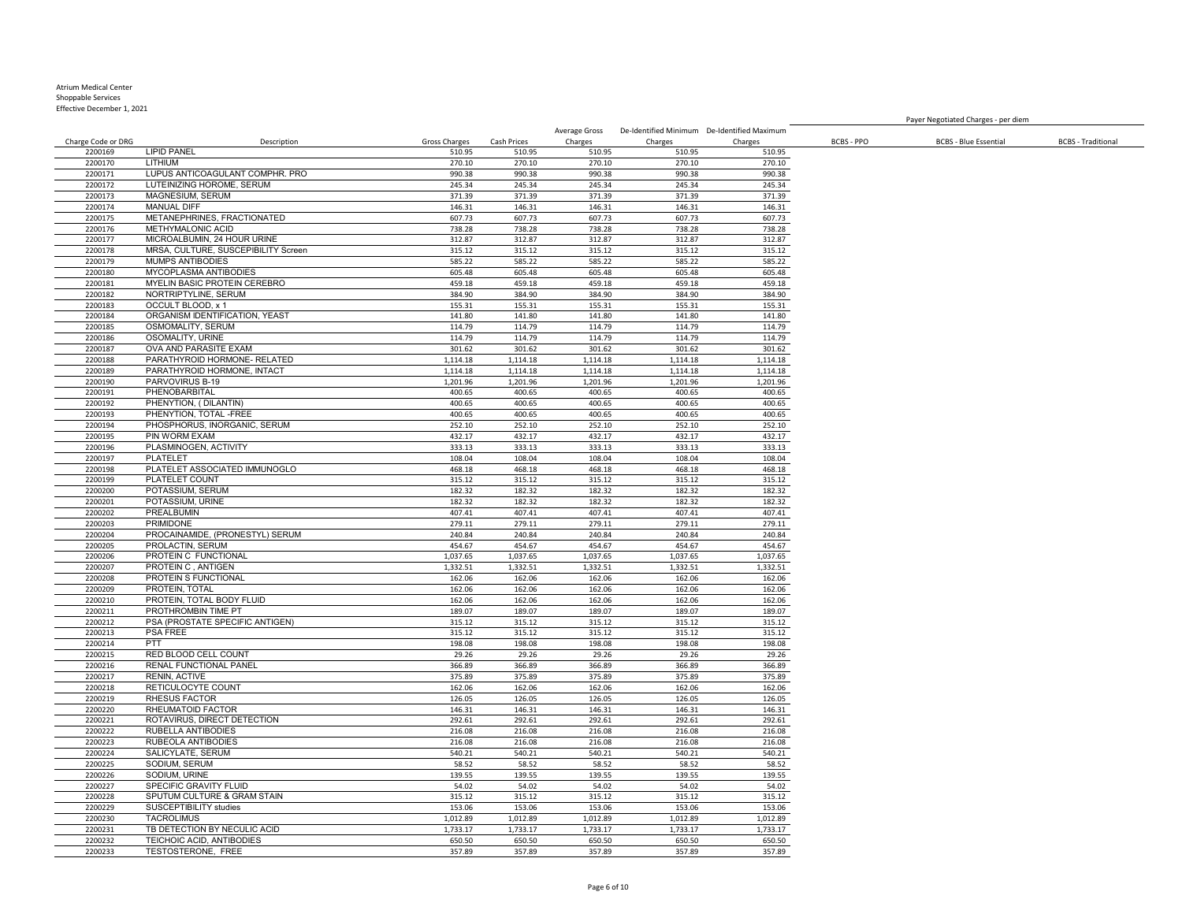Atrium Medical Center
Shoppable Services
Effective December 1, 2021

| Charge Code or DRG | Description | Gross Charges | Cash Prices | Average Gross Charges | De-Identified Minimum Charges | De-Identified Maximum Charges | Payer Negotiated Charges - per diem | | |
|---|---|---|---|---|---|---|---|---|---|
| | | | | | | | BCBS - PPO | BCBS - Blue Essential | BCBS - Traditional |
| 2200169 | LIPID PANEL | 510.95 | 510.95 | 510.95 | 510.95 | 510.95 | | | |
| 2200170 | LITHIUM | 270.10 | 270.10 | 270.10 | 270.10 | 270.10 | | | |
| 2200171 | LUPUS ANTICOAGULANT COMPHR. PRO | 990.38 | 990.38 | 990.38 | 990.38 | 990.38 | | | |
| 2200172 | LUTEINIZING HOROME, SERUM | 245.34 | 245.34 | 245.34 | 245.34 | 245.34 | | | |
| 2200173 | MAGNESIUM, SERUM | 371.39 | 371.39 | 371.39 | 371.39 | 371.39 | | | |
| 2200174 | MANUAL DIFF | 146.31 | 146.31 | 146.31 | 146.31 | 146.31 | | | |
| 2200175 | METANEPHRINES, FRACTIONATED | 607.73 | 607.73 | 607.73 | 607.73 | 607.73 | | | |
| 2200176 | METHYMALONIC ACID | 738.28 | 738.28 | 738.28 | 738.28 | 738.28 | | | |
| 2200177 | MICROALBUMIN, 24 HOUR URINE | 312.87 | 312.87 | 312.87 | 312.87 | 312.87 | | | |
| 2200178 | MRSA, CULTURE, SUSCEPIBILITY Screen | 315.12 | 315.12 | 315.12 | 315.12 | 315.12 | | | |
| 2200179 | MUMPS ANTIBODIES | 585.22 | 585.22 | 585.22 | 585.22 | 585.22 | | | |
| 2200180 | MYCOPLASMA ANTIBODIES | 605.48 | 605.48 | 605.48 | 605.48 | 605.48 | | | |
| 2200181 | MYELIN BASIC PROTEIN CEREBRO | 459.18 | 459.18 | 459.18 | 459.18 | 459.18 | | | |
| 2200182 | NORTRIPTYLINE, SERUM | 384.90 | 384.90 | 384.90 | 384.90 | 384.90 | | | |
| 2200183 | OCCULT BLOOD, x 1 | 155.31 | 155.31 | 155.31 | 155.31 | 155.31 | | | |
| 2200184 | ORGANISM IDENTIFICATION, YEAST | 141.80 | 141.80 | 141.80 | 141.80 | 141.80 | | | |
| 2200185 | OSMOMALITY, SERUM | 114.79 | 114.79 | 114.79 | 114.79 | 114.79 | | | |
| 2200186 | OSOMALITY, URINE | 114.79 | 114.79 | 114.79 | 114.79 | 114.79 | | | |
| 2200187 | OVA AND PARASITE EXAM | 301.62 | 301.62 | 301.62 | 301.62 | 301.62 | | | |
| 2200188 | PARATHYROID HORMONE- RELATED | 1,114.18 | 1,114.18 | 1,114.18 | 1,114.18 | 1,114.18 | | | |
| 2200189 | PARATHYROID HORMONE, INTACT | 1,114.18 | 1,114.18 | 1,114.18 | 1,114.18 | 1,114.18 | | | |
| 2200190 | PARVOVIRUS B-19 | 1,201.96 | 1,201.96 | 1,201.96 | 1,201.96 | 1,201.96 | | | |
| 2200191 | PHENOBARBITAL | 400.65 | 400.65 | 400.65 | 400.65 | 400.65 | | | |
| 2200192 | PHENYTION, ( DILANTIN) | 400.65 | 400.65 | 400.65 | 400.65 | 400.65 | | | |
| 2200193 | PHENYTION, TOTAL -FREE | 400.65 | 400.65 | 400.65 | 400.65 | 400.65 | | | |
| 2200194 | PHOSPHORUS, INORGANIC, SERUM | 252.10 | 252.10 | 252.10 | 252.10 | 252.10 | | | |
| 2200195 | PIN WORM EXAM | 432.17 | 432.17 | 432.17 | 432.17 | 432.17 | | | |
| 2200196 | PLASMINOGEN, ACTIVITY | 333.13 | 333.13 | 333.13 | 333.13 | 333.13 | | | |
| 2200197 | PLATELET | 108.04 | 108.04 | 108.04 | 108.04 | 108.04 | | | |
| 2200198 | PLATELET ASSOCIATED IMMUNOGLO | 468.18 | 468.18 | 468.18 | 468.18 | 468.18 | | | |
| 2200199 | PLATELET COUNT | 315.12 | 315.12 | 315.12 | 315.12 | 315.12 | | | |
| 2200200 | POTASSIUM, SERUM | 182.32 | 182.32 | 182.32 | 182.32 | 182.32 | | | |
| 2200201 | POTASSIUM, URINE | 182.32 | 182.32 | 182.32 | 182.32 | 182.32 | | | |
| 2200202 | PREALBUMIN | 407.41 | 407.41 | 407.41 | 407.41 | 407.41 | | | |
| 2200203 | PRIMIDONE | 279.11 | 279.11 | 279.11 | 279.11 | 279.11 | | | |
| 2200204 | PROCAINAMIDE, (PRONESTYL) SERUM | 240.84 | 240.84 | 240.84 | 240.84 | 240.84 | | | |
| 2200205 | PROLACTIN, SERUM | 454.67 | 454.67 | 454.67 | 454.67 | 454.67 | | | |
| 2200206 | PROTEIN C FUNCTIONAL | 1,037.65 | 1,037.65 | 1,037.65 | 1,037.65 | 1,037.65 | | | |
| 2200207 | PROTEIN C , ANTIGEN | 1,332.51 | 1,332.51 | 1,332.51 | 1,332.51 | 1,332.51 | | | |
| 2200208 | PROTEIN S FUNCTIONAL | 162.06 | 162.06 | 162.06 | 162.06 | 162.06 | | | |
| 2200209 | PROTEIN, TOTAL | 162.06 | 162.06 | 162.06 | 162.06 | 162.06 | | | |
| 2200210 | PROTEIN, TOTAL BODY FLUID | 162.06 | 162.06 | 162.06 | 162.06 | 162.06 | | | |
| 2200211 | PROTHROMBIN TIME PT | 189.07 | 189.07 | 189.07 | 189.07 | 189.07 | | | |
| 2200212 | PSA (PROSTATE SPECIFIC ANTIGEN) | 315.12 | 315.12 | 315.12 | 315.12 | 315.12 | | | |
| 2200213 | PSA FREE | 315.12 | 315.12 | 315.12 | 315.12 | 315.12 | | | |
| 2200214 | PTT | 198.08 | 198.08 | 198.08 | 198.08 | 198.08 | | | |
| 2200215 | RED BLOOD CELL COUNT | 29.26 | 29.26 | 29.26 | 29.26 | 29.26 | | | |
| 2200216 | RENAL FUNCTIONAL PANEL | 366.89 | 366.89 | 366.89 | 366.89 | 366.89 | | | |
| 2200217 | RENIN, ACTIVE | 375.89 | 375.89 | 375.89 | 375.89 | 375.89 | | | |
| 2200218 | RETICULOCYTE COUNT | 162.06 | 162.06 | 162.06 | 162.06 | 162.06 | | | |
| 2200219 | RHESUS FACTOR | 126.05 | 126.05 | 126.05 | 126.05 | 126.05 | | | |
| 2200220 | RHEUMATOID FACTOR | 146.31 | 146.31 | 146.31 | 146.31 | 146.31 | | | |
| 2200221 | ROTAVIRUS, DIRECT DETECTION | 292.61 | 292.61 | 292.61 | 292.61 | 292.61 | | | |
| 2200222 | RUBELLA ANTIBODIES | 216.08 | 216.08 | 216.08 | 216.08 | 216.08 | | | |
| 2200223 | RUBEOLA ANTIBODIES | 216.08 | 216.08 | 216.08 | 216.08 | 216.08 | | | |
| 2200224 | SALICYLATE, SERUM | 540.21 | 540.21 | 540.21 | 540.21 | 540.21 | | | |
| 2200225 | SODIUM, SERUM | 58.52 | 58.52 | 58.52 | 58.52 | 58.52 | | | |
| 2200226 | SODIUM, URINE | 139.55 | 139.55 | 139.55 | 139.55 | 139.55 | | | |
| 2200227 | SPECIFIC GRAVITY FLUID | 54.02 | 54.02 | 54.02 | 54.02 | 54.02 | | | |
| 2200228 | SPUTUM CULTURE & GRAM STAIN | 315.12 | 315.12 | 315.12 | 315.12 | 315.12 | | | |
| 2200229 | SUSCEPTIBILITY studies | 153.06 | 153.06 | 153.06 | 153.06 | 153.06 | | | |
| 2200230 | TACROLIMUS | 1,012.89 | 1,012.89 | 1,012.89 | 1,012.89 | 1,012.89 | | | |
| 2200231 | TB DETECTION BY NECULIC ACID | 1,733.17 | 1,733.17 | 1,733.17 | 1,733.17 | 1,733.17 | | | |
| 2200232 | TEICHOIC ACID, ANTIBODIES | 650.50 | 650.50 | 650.50 | 650.50 | 650.50 | | | |
| 2200233 | TESTOSTERONE, FREE | 357.89 | 357.89 | 357.89 | 357.89 | 357.89 | | | |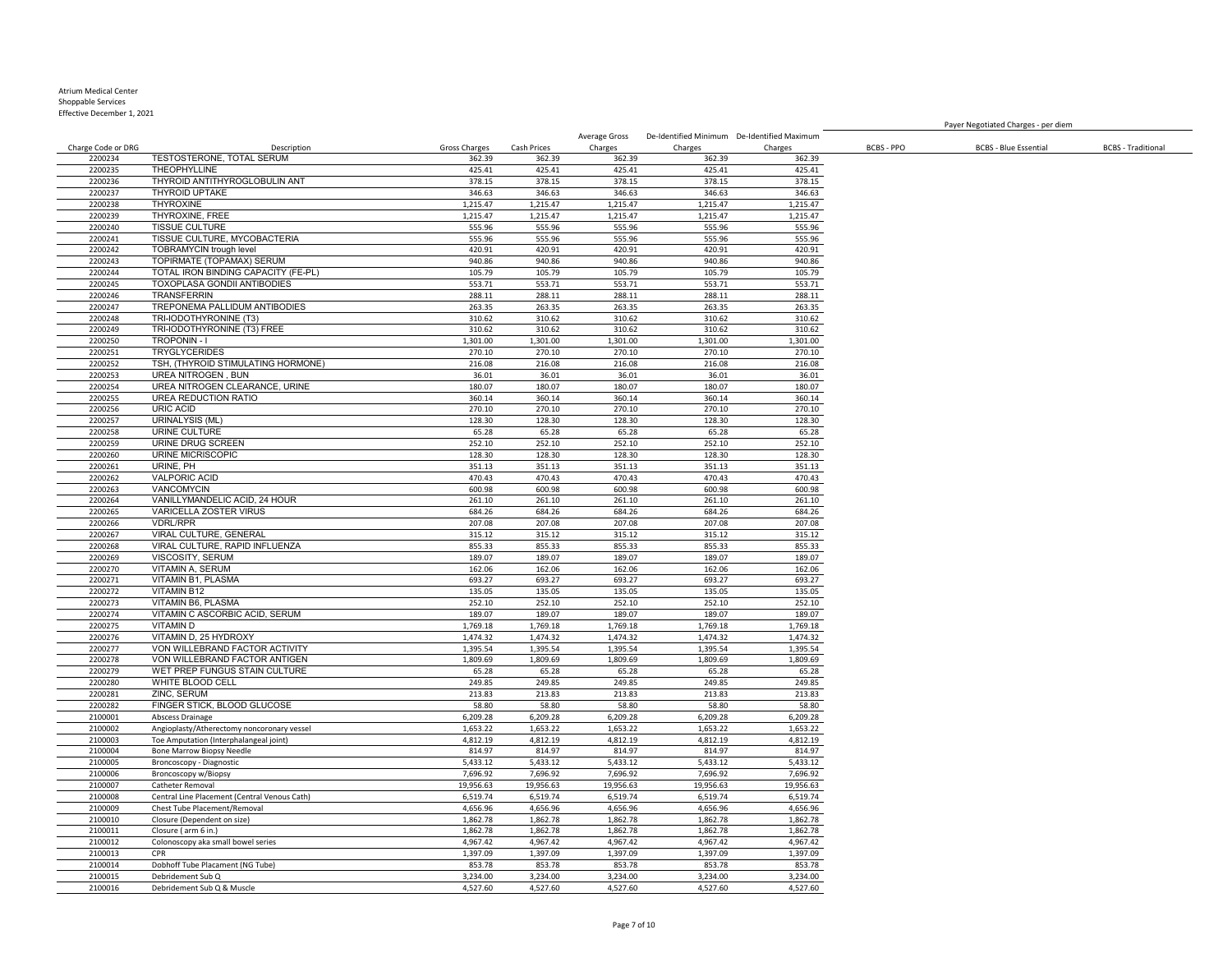Atrium Medical Center
Shoppable Services
Effective December 1, 2021

| Charge Code or DRG | Description | Gross Charges | Cash Prices | Average Gross Charges | De-Identified Minimum Charges | De-Identified Maximum Charges | Payer Negotiated Charges - per diem BCBS - PPO | BCBS - Blue Essential | BCBS - Traditional |
|---|---|---|---|---|---|---|---|---|---|
| 2200234 | TESTOSTERONE, TOTAL SERUM | 362.39 | 362.39 | 362.39 | 362.39 | 362.39 | | | |
| 2200235 | THEOPHYLLINE | 425.41 | 425.41 | 425.41 | 425.41 | 425.41 | | | |
| 2200236 | THYROID ANTITHYROGLOBULIN ANT | 378.15 | 378.15 | 378.15 | 378.15 | 378.15 | | | |
| 2200237 | THYROID UPTAKE | 346.63 | 346.63 | 346.63 | 346.63 | 346.63 | | | |
| 2200238 | THYROXINE | 1,215.47 | 1,215.47 | 1,215.47 | 1,215.47 | 1,215.47 | | | |
| 2200239 | THYROXINE, FREE | 1,215.47 | 1,215.47 | 1,215.47 | 1,215.47 | 1,215.47 | | | |
| 2200240 | TISSUE CULTURE | 555.96 | 555.96 | 555.96 | 555.96 | 555.96 | | | |
| 2200241 | TISSUE CULTURE, MYCOBACTERIA | 555.96 | 555.96 | 555.96 | 555.96 | 555.96 | | | |
| 2200242 | TOBRAMYCIN trough level | 420.91 | 420.91 | 420.91 | 420.91 | 420.91 | | | |
| 2200243 | TOPIRMATE (TOPAMAX) SERUM | 940.86 | 940.86 | 940.86 | 940.86 | 940.86 | | | |
| 2200244 | TOTAL IRON BINDING CAPACITY (FE-PL) | 105.79 | 105.79 | 105.79 | 105.79 | 105.79 | | | |
| 2200245 | TOXOPLASA GONDII ANTIBODIES | 553.71 | 553.71 | 553.71 | 553.71 | 553.71 | | | |
| 2200246 | TRANSFERRIN | 288.11 | 288.11 | 288.11 | 288.11 | 288.11 | | | |
| 2200247 | TREPONEMA PALLIDUM ANTIBODIES | 263.35 | 263.35 | 263.35 | 263.35 | 263.35 | | | |
| 2200248 | TRI-IODOTHYRONINE (T3) | 310.62 | 310.62 | 310.62 | 310.62 | 310.62 | | | |
| 2200249 | TRI-IODOTHYRONINE (T3) FREE | 310.62 | 310.62 | 310.62 | 310.62 | 310.62 | | | |
| 2200250 | TROPONIN - I | 1,301.00 | 1,301.00 | 1,301.00 | 1,301.00 | 1,301.00 | | | |
| 2200251 | TRYGLYCERIDES | 270.10 | 270.10 | 270.10 | 270.10 | 270.10 | | | |
| 2200252 | TSH, (THYROID STIMULATING HORMONE) | 216.08 | 216.08 | 216.08 | 216.08 | 216.08 | | | |
| 2200253 | UREA NITROGEN , BUN | 36.01 | 36.01 | 36.01 | 36.01 | 36.01 | | | |
| 2200254 | UREA NITROGEN CLEARANCE, URINE | 180.07 | 180.07 | 180.07 | 180.07 | 180.07 | | | |
| 2200255 | UREA REDUCTION RATIO | 360.14 | 360.14 | 360.14 | 360.14 | 360.14 | | | |
| 2200256 | URIC ACID | 270.10 | 270.10 | 270.10 | 270.10 | 270.10 | | | |
| 2200257 | URINALYSIS (ML) | 128.30 | 128.30 | 128.30 | 128.30 | 128.30 | | | |
| 2200258 | URINE CULTURE | 65.28 | 65.28 | 65.28 | 65.28 | 65.28 | | | |
| 2200259 | URINE DRUG SCREEN | 252.10 | 252.10 | 252.10 | 252.10 | 252.10 | | | |
| 2200260 | URINE MICRISCOPIC | 128.30 | 128.30 | 128.30 | 128.30 | 128.30 | | | |
| 2200261 | URINE, PH | 351.13 | 351.13 | 351.13 | 351.13 | 351.13 | | | |
| 2200262 | VALPORIC ACID | 470.43 | 470.43 | 470.43 | 470.43 | 470.43 | | | |
| 2200263 | VANCOMYCIN | 600.98 | 600.98 | 600.98 | 600.98 | 600.98 | | | |
| 2200264 | VANILLYMANDELIC ACID, 24 HOUR | 261.10 | 261.10 | 261.10 | 261.10 | 261.10 | | | |
| 2200265 | VARICELLA ZOSTER VIRUS | 684.26 | 684.26 | 684.26 | 684.26 | 684.26 | | | |
| 2200266 | VDRL/RPR | 207.08 | 207.08 | 207.08 | 207.08 | 207.08 | | | |
| 2200267 | VIRAL CULTURE, GENERAL | 315.12 | 315.12 | 315.12 | 315.12 | 315.12 | | | |
| 2200268 | VIRAL CULTURE, RAPID INFLUENZA | 855.33 | 855.33 | 855.33 | 855.33 | 855.33 | | | |
| 2200269 | VISCOSITY, SERUM | 189.07 | 189.07 | 189.07 | 189.07 | 189.07 | | | |
| 2200270 | VITAMIN A, SERUM | 162.06 | 162.06 | 162.06 | 162.06 | 162.06 | | | |
| 2200271 | VITAMIN B1, PLASMA | 693.27 | 693.27 | 693.27 | 693.27 | 693.27 | | | |
| 2200272 | VITAMIN B12 | 135.05 | 135.05 | 135.05 | 135.05 | 135.05 | | | |
| 2200273 | VITAMIN B6, PLASMA | 252.10 | 252.10 | 252.10 | 252.10 | 252.10 | | | |
| 2200274 | VITAMIN C ASCORBIC ACID, SERUM | 189.07 | 189.07 | 189.07 | 189.07 | 189.07 | | | |
| 2200275 | VITAMIN D | 1,769.18 | 1,769.18 | 1,769.18 | 1,769.18 | 1,769.18 | | | |
| 2200276 | VITAMIN D, 25 HYDROXY | 1,474.32 | 1,474.32 | 1,474.32 | 1,474.32 | 1,474.32 | | | |
| 2200277 | VON WILLEBRAND FACTOR ACTIVITY | 1,395.54 | 1,395.54 | 1,395.54 | 1,395.54 | 1,395.54 | | | |
| 2200278 | VON WILLEBRAND FACTOR ANTIGEN | 1,809.69 | 1,809.69 | 1,809.69 | 1,809.69 | 1,809.69 | | | |
| 2200279 | WET PREP FUNGUS STAIN CULTURE | 65.28 | 65.28 | 65.28 | 65.28 | 65.28 | | | |
| 2200280 | WHITE BLOOD CELL | 249.85 | 249.85 | 249.85 | 249.85 | 249.85 | | | |
| 2200281 | ZINC, SERUM | 213.83 | 213.83 | 213.83 | 213.83 | 213.83 | | | |
| 2200282 | FINGER STICK, BLOOD GLUCOSE | 58.80 | 58.80 | 58.80 | 58.80 | 58.80 | | | |
| 2100001 | Abscess Drainage | 6,209.28 | 6,209.28 | 6,209.28 | 6,209.28 | 6,209.28 | | | |
| 2100002 | Angioplasty/Atherectomy noncoronary vessel | 1,653.22 | 1,653.22 | 1,653.22 | 1,653.22 | 1,653.22 | | | |
| 2100003 | Toe Amputation (Interphalangeal joint) | 4,812.19 | 4,812.19 | 4,812.19 | 4,812.19 | 4,812.19 | | | |
| 2100004 | Bone Marrow Biopsy Needle | 814.97 | 814.97 | 814.97 | 814.97 | 814.97 | | | |
| 2100005 | Broncoscopy - Diagnostic | 5,433.12 | 5,433.12 | 5,433.12 | 5,433.12 | 5,433.12 | | | |
| 2100006 | Broncoscopy w/Biopsy | 7,696.92 | 7,696.92 | 7,696.92 | 7,696.92 | 7,696.92 | | | |
| 2100007 | Catheter Removal | 19,956.63 | 19,956.63 | 19,956.63 | 19,956.63 | 19,956.63 | | | |
| 2100008 | Central Line Placement (Central Venous Cath) | 6,519.74 | 6,519.74 | 6,519.74 | 6,519.74 | 6,519.74 | | | |
| 2100009 | Chest Tube Placement/Removal | 4,656.96 | 4,656.96 | 4,656.96 | 4,656.96 | 4,656.96 | | | |
| 2100010 | Closure (Dependent on size) | 1,862.78 | 1,862.78 | 1,862.78 | 1,862.78 | 1,862.78 | | | |
| 2100011 | Closure ( arm 6 in.) | 1,862.78 | 1,862.78 | 1,862.78 | 1,862.78 | 1,862.78 | | | |
| 2100012 | Colonoscopy aka small bowel series | 4,967.42 | 4,967.42 | 4,967.42 | 4,967.42 | 4,967.42 | | | |
| 2100013 | CPR | 1,397.09 | 1,397.09 | 1,397.09 | 1,397.09 | 1,397.09 | | | |
| 2100014 | Dobhoff Tube Placament (NG Tube) | 853.78 | 853.78 | 853.78 | 853.78 | 853.78 | | | |
| 2100015 | Debridement Sub Q | 3,234.00 | 3,234.00 | 3,234.00 | 3,234.00 | 3,234.00 | | | |
| 2100016 | Debridement Sub Q & Muscle | 4,527.60 | 4,527.60 | 4,527.60 | 4,527.60 | 4,527.60 | | | |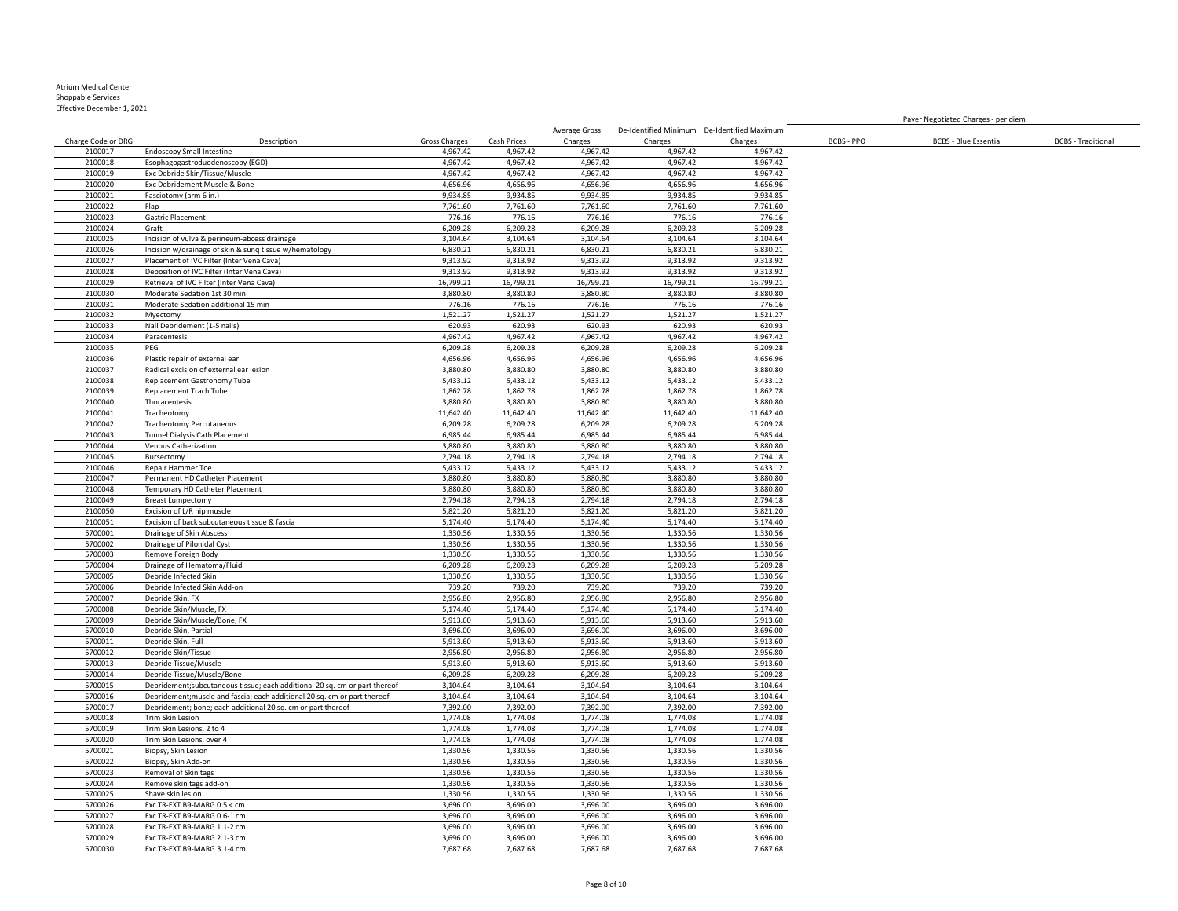Atrium Medical Center
Shoppable Services
Effective December 1, 2021

| Charge Code or DRG | Description | Gross Charges | Cash Prices | Average Gross Charges | De-Identified Minimum Charges | De-Identified Maximum Charges | Payer Negotiated Charges - per diem | | |
|---|---|---|---|---|---|---|---|---|---|
| | | | | | | | BCBS - PPO | BCBS - Blue Essential | BCBS - Traditional |
| 2100017 | Endoscopy Small Intestine | 4,967.42 | 4,967.42 | 4,967.42 | 4,967.42 | 4,967.42 | | | |
| 2100018 | Esophagogastroduodenoscopy (EGD) | 4,967.42 | 4,967.42 | 4,967.42 | 4,967.42 | 4,967.42 | | | |
| 2100019 | Exc Debride Skin/Tissue/Muscle | 4,967.42 | 4,967.42 | 4,967.42 | 4,967.42 | 4,967.42 | | | |
| 2100020 | Exc Debridement Muscle & Bone | 4,656.96 | 4,656.96 | 4,656.96 | 4,656.96 | 4,656.96 | | | |
| 2100021 | Fasciotomy (arm 6 in.) | 9,934.85 | 9,934.85 | 9,934.85 | 9,934.85 | 9,934.85 | | | |
| 2100022 | Flap | 7,761.60 | 7,761.60 | 7,761.60 | 7,761.60 | 7,761.60 | | | |
| 2100023 | Gastric Placement | 776.16 | 776.16 | 776.16 | 776.16 | 776.16 | | | |
| 2100024 | Graft | 6,209.28 | 6,209.28 | 6,209.28 | 6,209.28 | 6,209.28 | | | |
| 2100025 | Incision of vulva & perineum-abcess drainage | 3,104.64 | 3,104.64 | 3,104.64 | 3,104.64 | 3,104.64 | | | |
| 2100026 | Incision w/drainage of skin & sunq tissue w/hematology | 6,830.21 | 6,830.21 | 6,830.21 | 6,830.21 | 6,830.21 | | | |
| 2100027 | Placement of IVC Filter (Inter Vena Cava) | 9,313.92 | 9,313.92 | 9,313.92 | 9,313.92 | 9,313.92 | | | |
| 2100028 | Deposition of IVC Filter (Inter Vena Cava) | 9,313.92 | 9,313.92 | 9,313.92 | 9,313.92 | 9,313.92 | | | |
| 2100029 | Retrieval of IVC Filter (Inter Vena Cava) | 16,799.21 | 16,799.21 | 16,799.21 | 16,799.21 | 16,799.21 | | | |
| 2100030 | Moderate Sedation 1st 30 min | 3,880.80 | 3,880.80 | 3,880.80 | 3,880.80 | 3,880.80 | | | |
| 2100031 | Moderate Sedation additional 15 min | 776.16 | 776.16 | 776.16 | 776.16 | 776.16 | | | |
| 2100032 | Myectomy | 1,521.27 | 1,521.27 | 1,521.27 | 1,521.27 | 1,521.27 | | | |
| 2100033 | Nail Debridement (1-5 nails) | 620.93 | 620.93 | 620.93 | 620.93 | 620.93 | | | |
| 2100034 | Paracentesis | 4,967.42 | 4,967.42 | 4,967.42 | 4,967.42 | 4,967.42 | | | |
| 2100035 | PEG | 6,209.28 | 6,209.28 | 6,209.28 | 6,209.28 | 6,209.28 | | | |
| 2100036 | Plastic repair of external ear | 4,656.96 | 4,656.96 | 4,656.96 | 4,656.96 | 4,656.96 | | | |
| 2100037 | Radical excision of external ear lesion | 3,880.80 | 3,880.80 | 3,880.80 | 3,880.80 | 3,880.80 | | | |
| 2100038 | Replacement Gastronomy Tube | 5,433.12 | 5,433.12 | 5,433.12 | 5,433.12 | 5,433.12 | | | |
| 2100039 | Replacement Trach Tube | 1,862.78 | 1,862.78 | 1,862.78 | 1,862.78 | 1,862.78 | | | |
| 2100040 | Thoracentesis | 3,880.80 | 3,880.80 | 3,880.80 | 3,880.80 | 3,880.80 | | | |
| 2100041 | Tracheotomy | 11,642.40 | 11,642.40 | 11,642.40 | 11,642.40 | 11,642.40 | | | |
| 2100042 | Tracheotomy Percutaneous | 6,209.28 | 6,209.28 | 6,209.28 | 6,209.28 | 6,209.28 | | | |
| 2100043 | Tunnel Dialysis Cath Placement | 6,985.44 | 6,985.44 | 6,985.44 | 6,985.44 | 6,985.44 | | | |
| 2100044 | Venous Catherization | 3,880.80 | 3,880.80 | 3,880.80 | 3,880.80 | 3,880.80 | | | |
| 2100045 | Bursectomy | 2,794.18 | 2,794.18 | 2,794.18 | 2,794.18 | 2,794.18 | | | |
| 2100046 | Repair Hammer Toe | 5,433.12 | 5,433.12 | 5,433.12 | 5,433.12 | 5,433.12 | | | |
| 2100047 | Permanent HD Catheter Placement | 3,880.80 | 3,880.80 | 3,880.80 | 3,880.80 | 3,880.80 | | | |
| 2100048 | Temporary HD Catheter Placement | 3,880.80 | 3,880.80 | 3,880.80 | 3,880.80 | 3,880.80 | | | |
| 2100049 | Breast Lumpectomy | 2,794.18 | 2,794.18 | 2,794.18 | 2,794.18 | 2,794.18 | | | |
| 2100050 | Excision of L/R hip muscle | 5,821.20 | 5,821.20 | 5,821.20 | 5,821.20 | 5,821.20 | | | |
| 2100051 | Excision of back subcutaneous tissue & fascia | 5,174.40 | 5,174.40 | 5,174.40 | 5,174.40 | 5,174.40 | | | |
| 5700001 | Drainage of Skin Abscess | 1,330.56 | 1,330.56 | 1,330.56 | 1,330.56 | 1,330.56 | | | |
| 5700002 | Drainage of Pilonidal Cyst | 1,330.56 | 1,330.56 | 1,330.56 | 1,330.56 | 1,330.56 | | | |
| 5700003 | Remove Foreign Body | 1,330.56 | 1,330.56 | 1,330.56 | 1,330.56 | 1,330.56 | | | |
| 5700004 | Drainage of Hematoma/Fluid | 6,209.28 | 6,209.28 | 6,209.28 | 6,209.28 | 6,209.28 | | | |
| 5700005 | Debride Infected Skin | 1,330.56 | 1,330.56 | 1,330.56 | 1,330.56 | 1,330.56 | | | |
| 5700006 | Debride Infected Skin Add-on | 739.20 | 739.20 | 739.20 | 739.20 | 739.20 | | | |
| 5700007 | Debride Skin, FX | 2,956.80 | 2,956.80 | 2,956.80 | 2,956.80 | 2,956.80 | | | |
| 5700008 | Debride Skin/Muscle, FX | 5,174.40 | 5,174.40 | 5,174.40 | 5,174.40 | 5,174.40 | | | |
| 5700009 | Debride Skin/Muscle/Bone, FX | 5,913.60 | 5,913.60 | 5,913.60 | 5,913.60 | 5,913.60 | | | |
| 5700010 | Debride Skin, Partial | 3,696.00 | 3,696.00 | 3,696.00 | 3,696.00 | 3,696.00 | | | |
| 5700011 | Debride Skin, Full | 5,913.60 | 5,913.60 | 5,913.60 | 5,913.60 | 5,913.60 | | | |
| 5700012 | Debride Skin/Tissue | 2,956.80 | 2,956.80 | 2,956.80 | 2,956.80 | 2,956.80 | | | |
| 5700013 | Debride Tissue/Muscle | 5,913.60 | 5,913.60 | 5,913.60 | 5,913.60 | 5,913.60 | | | |
| 5700014 | Debride Tissue/Muscle/Bone | 6,209.28 | 6,209.28 | 6,209.28 | 6,209.28 | 6,209.28 | | | |
| 5700015 | Debridement;subcutaneous tissue; each additional 20 sq. cm or part thereof | 3,104.64 | 3,104.64 | 3,104.64 | 3,104.64 | 3,104.64 | | | |
| 5700016 | Debridement;muscle and fascia; each additional 20 sq. cm or part thereof | 3,104.64 | 3,104.64 | 3,104.64 | 3,104.64 | 3,104.64 | | | |
| 5700017 | Debridement; bone; each additional 20 sq. cm or part thereof | 7,392.00 | 7,392.00 | 7,392.00 | 7,392.00 | 7,392.00 | | | |
| 5700018 | Trim Skin Lesion | 1,774.08 | 1,774.08 | 1,774.08 | 1,774.08 | 1,774.08 | | | |
| 5700019 | Trim Skin Lesions, 2 to 4 | 1,774.08 | 1,774.08 | 1,774.08 | 1,774.08 | 1,774.08 | | | |
| 5700020 | Trim Skin Lesions, over 4 | 1,774.08 | 1,774.08 | 1,774.08 | 1,774.08 | 1,774.08 | | | |
| 5700021 | Biopsy, Skin Lesion | 1,330.56 | 1,330.56 | 1,330.56 | 1,330.56 | 1,330.56 | | | |
| 5700022 | Biopsy, Skin Add-on | 1,330.56 | 1,330.56 | 1,330.56 | 1,330.56 | 1,330.56 | | | |
| 5700023 | Removal of Skin tags | 1,330.56 | 1,330.56 | 1,330.56 | 1,330.56 | 1,330.56 | | | |
| 5700024 | Remove skin tags add-on | 1,330.56 | 1,330.56 | 1,330.56 | 1,330.56 | 1,330.56 | | | |
| 5700025 | Shave skin lesion | 1,330.56 | 1,330.56 | 1,330.56 | 1,330.56 | 1,330.56 | | | |
| 5700026 | Exc TR-EXT B9-MARG 0.5 < cm | 3,696.00 | 3,696.00 | 3,696.00 | 3,696.00 | 3,696.00 | | | |
| 5700027 | Exc TR-EXT B9-MARG 0.6-1 cm | 3,696.00 | 3,696.00 | 3,696.00 | 3,696.00 | 3,696.00 | | | |
| 5700028 | Exc TR-EXT B9-MARG 1.1-2 cm | 3,696.00 | 3,696.00 | 3,696.00 | 3,696.00 | 3,696.00 | | | |
| 5700029 | Exc TR-EXT B9-MARG 2.1-3 cm | 3,696.00 | 3,696.00 | 3,696.00 | 3,696.00 | 3,696.00 | | | |
| 5700030 | Exc TR-EXT B9-MARG 3.1-4 cm | 7,687.68 | 7,687.68 | 7,687.68 | 7,687.68 | 7,687.68 | | | |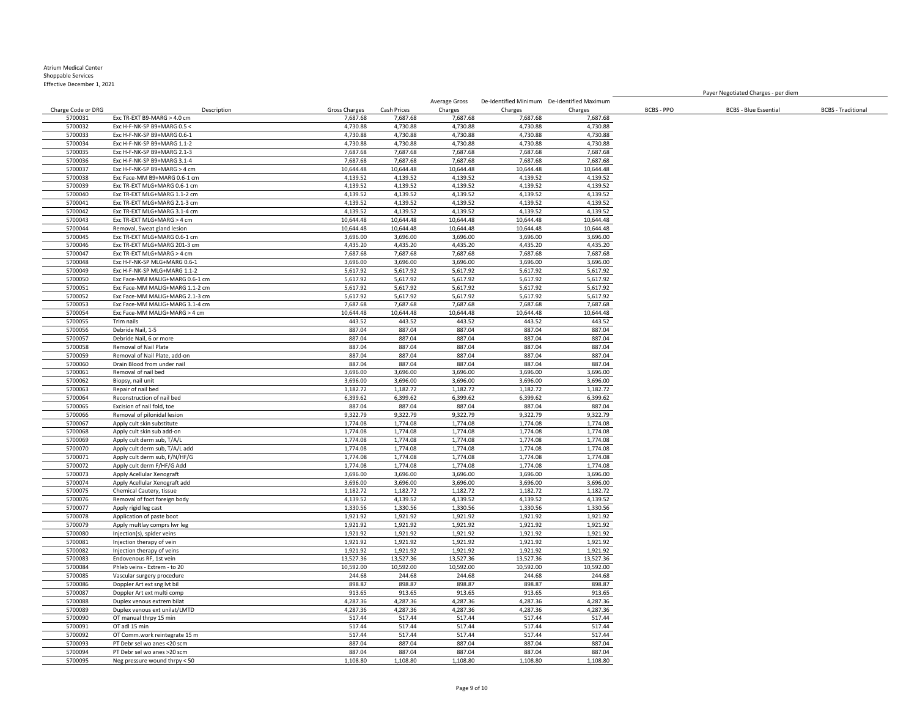Atrium Medical Center
Shoppable Services
Effective December 1, 2021

| Charge Code or DRG | Description | Gross Charges | Cash Prices | Average Gross Charges | De-Identified Minimum Charges | De-Identified Maximum Charges | Payer Negotiated Charges - per diem | | |
|---|---|---|---|---|---|---|---|---|---|
| | | | | | | | BCBS - PPO | BCBS - Blue Essential | BCBS - Traditional |
| 5700031 | Exc TR-EXT B9-MARG > 4.0 cm | 7,687.68 | 7,687.68 | 7,687.68 | 7,687.68 | 7,687.68 | | | |
| 5700032 | Exc H-F-NK-SP B9+MARG 0.5 < | 4,730.88 | 4,730.88 | 4,730.88 | 4,730.88 | 4,730.88 | | | |
| 5700033 | Exc H-F-NK-SP B9+MARG 0.6-1 | 4,730.88 | 4,730.88 | 4,730.88 | 4,730.88 | 4,730.88 | | | |
| 5700034 | Exc H-F-NK-SP B9+MARG 1.1-2 | 4,730.88 | 4,730.88 | 4,730.88 | 4,730.88 | 4,730.88 | | | |
| 5700035 | Exc H-F-NK-SP B9+MARG 2.1-3 | 7,687.68 | 7,687.68 | 7,687.68 | 7,687.68 | 7,687.68 | | | |
| 5700036 | Exc H-F-NK-SP B9+MARG 3.1-4 | 7,687.68 | 7,687.68 | 7,687.68 | 7,687.68 | 7,687.68 | | | |
| 5700037 | Exc H-F-NK-SP B9+MARG > 4 cm | 10,644.48 | 10,644.48 | 10,644.48 | 10,644.48 | 10,644.48 | | | |
| 5700038 | Exc Face-MM B9+MARG 0.6-1 cm | 4,139.52 | 4,139.52 | 4,139.52 | 4,139.52 | 4,139.52 | | | |
| 5700039 | Exc TR-EXT MLG+MARG 0.6-1 cm | 4,139.52 | 4,139.52 | 4,139.52 | 4,139.52 | 4,139.52 | | | |
| 5700040 | Exc TR-EXT MLG+MARG 1.1-2 cm | 4,139.52 | 4,139.52 | 4,139.52 | 4,139.52 | 4,139.52 | | | |
| 5700041 | Exc TR-EXT MLG+MARG 2.1-3 cm | 4,139.52 | 4,139.52 | 4,139.52 | 4,139.52 | 4,139.52 | | | |
| 5700042 | Exc TR-EXT MLG+MARG 3.1-4 cm | 4,139.52 | 4,139.52 | 4,139.52 | 4,139.52 | 4,139.52 | | | |
| 5700043 | Exc TR-EXT MLG+MARG > 4 cm | 10,644.48 | 10,644.48 | 10,644.48 | 10,644.48 | 10,644.48 | | | |
| 5700044 | Removal, Sweat gland lesion | 10,644.48 | 10,644.48 | 10,644.48 | 10,644.48 | 10,644.48 | | | |
| 5700045 | Exc TR-EXT MLG+MARG 0.6-1 cm | 3,696.00 | 3,696.00 | 3,696.00 | 3,696.00 | 3,696.00 | | | |
| 5700046 | Exc TR-EXT MLG+MARG 201-3 cm | 4,435.20 | 4,435.20 | 4,435.20 | 4,435.20 | 4,435.20 | | | |
| 5700047 | Exc TR-EXT MLG+MARG > 4 cm | 7,687.68 | 7,687.68 | 7,687.68 | 7,687.68 | 7,687.68 | | | |
| 5700048 | Exc H-F-NK-SP MLG+MARG 0.6-1 | 3,696.00 | 3,696.00 | 3,696.00 | 3,696.00 | 3,696.00 | | | |
| 5700049 | Exc H-F-NK-SP MLG+MARG 1.1-2 | 5,617.92 | 5,617.92 | 5,617.92 | 5,617.92 | 5,617.92 | | | |
| 5700050 | Exc Face-MM MALIG+MARG 0.6-1 cm | 5,617.92 | 5,617.92 | 5,617.92 | 5,617.92 | 5,617.92 | | | |
| 5700051 | Exc Face-MM MALIG+MARG 1.1-2 cm | 5,617.92 | 5,617.92 | 5,617.92 | 5,617.92 | 5,617.92 | | | |
| 5700052 | Exc Face-MM MALIG+MARG 2.1-3 cm | 5,617.92 | 5,617.92 | 5,617.92 | 5,617.92 | 5,617.92 | | | |
| 5700053 | Exc Face-MM MALIG+MARG 3.1-4 cm | 7,687.68 | 7,687.68 | 7,687.68 | 7,687.68 | 7,687.68 | | | |
| 5700054 | Exc Face-MM MALIG+MARG > 4 cm | 10,644.48 | 10,644.48 | 10,644.48 | 10,644.48 | 10,644.48 | | | |
| 5700055 | Trim nails | 443.52 | 443.52 | 443.52 | 443.52 | 443.52 | | | |
| 5700056 | Debride Nail, 1-5 | 887.04 | 887.04 | 887.04 | 887.04 | 887.04 | | | |
| 5700057 | Debride Nail, 6 or more | 887.04 | 887.04 | 887.04 | 887.04 | 887.04 | | | |
| 5700058 | Removal of Nail Plate | 887.04 | 887.04 | 887.04 | 887.04 | 887.04 | | | |
| 5700059 | Removal of Nail Plate, add-on | 887.04 | 887.04 | 887.04 | 887.04 | 887.04 | | | |
| 5700060 | Drain Blood from under nail | 887.04 | 887.04 | 887.04 | 887.04 | 887.04 | | | |
| 5700061 | Removal of nail bed | 3,696.00 | 3,696.00 | 3,696.00 | 3,696.00 | 3,696.00 | | | |
| 5700062 | Biopsy, nail unit | 3,696.00 | 3,696.00 | 3,696.00 | 3,696.00 | 3,696.00 | | | |
| 5700063 | Repair of nail bed | 1,182.72 | 1,182.72 | 1,182.72 | 1,182.72 | 1,182.72 | | | |
| 5700064 | Reconstruction of nail bed | 6,399.62 | 6,399.62 | 6,399.62 | 6,399.62 | 6,399.62 | | | |
| 5700065 | Excision of nail fold, toe | 887.04 | 887.04 | 887.04 | 887.04 | 887.04 | | | |
| 5700066 | Removal of pilonidal lesion | 9,322.79 | 9,322.79 | 9,322.79 | 9,322.79 | 9,322.79 | | | |
| 5700067 | Apply cult skin substitute | 1,774.08 | 1,774.08 | 1,774.08 | 1,774.08 | 1,774.08 | | | |
| 5700068 | Apply cult skin sub add-on | 1,774.08 | 1,774.08 | 1,774.08 | 1,774.08 | 1,774.08 | | | |
| 5700069 | Apply cult derm sub, T/A/L | 1,774.08 | 1,774.08 | 1,774.08 | 1,774.08 | 1,774.08 | | | |
| 5700070 | Apply cult derm sub, T/A/L add | 1,774.08 | 1,774.08 | 1,774.08 | 1,774.08 | 1,774.08 | | | |
| 5700071 | Apply cult derm sub, F/N/HF/G | 1,774.08 | 1,774.08 | 1,774.08 | 1,774.08 | 1,774.08 | | | |
| 5700072 | Apply cult derm F/HF/G Add | 1,774.08 | 1,774.08 | 1,774.08 | 1,774.08 | 1,774.08 | | | |
| 5700073 | Apply Acellular Xenograft | 3,696.00 | 3,696.00 | 3,696.00 | 3,696.00 | 3,696.00 | | | |
| 5700074 | Apply Acellular Xenograft add | 3,696.00 | 3,696.00 | 3,696.00 | 3,696.00 | 3,696.00 | | | |
| 5700075 | Chemical Cautery, tissue | 1,182.72 | 1,182.72 | 1,182.72 | 1,182.72 | 1,182.72 | | | |
| 5700076 | Removal of foot foreign body | 4,139.52 | 4,139.52 | 4,139.52 | 4,139.52 | 4,139.52 | | | |
| 5700077 | Apply rigid leg cast | 1,330.56 | 1,330.56 | 1,330.56 | 1,330.56 | 1,330.56 | | | |
| 5700078 | Application of paste boot | 1,921.92 | 1,921.92 | 1,921.92 | 1,921.92 | 1,921.92 | | | |
| 5700079 | Apply multlay comprs lwr leg | 1,921.92 | 1,921.92 | 1,921.92 | 1,921.92 | 1,921.92 | | | |
| 5700080 | Injection(s), spider veins | 1,921.92 | 1,921.92 | 1,921.92 | 1,921.92 | 1,921.92 | | | |
| 5700081 | Injection therapy of vein | 1,921.92 | 1,921.92 | 1,921.92 | 1,921.92 | 1,921.92 | | | |
| 5700082 | Injection therapy of veins | 1,921.92 | 1,921.92 | 1,921.92 | 1,921.92 | 1,921.92 | | | |
| 5700083 | Endovenous RF, 1st vein | 13,527.36 | 13,527.36 | 13,527.36 | 13,527.36 | 13,527.36 | | | |
| 5700084 | Phleb veins - Extrem - to 20 | 10,592.00 | 10,592.00 | 10,592.00 | 10,592.00 | 10,592.00 | | | |
| 5700085 | Vascular surgery procedure | 244.68 | 244.68 | 244.68 | 244.68 | 244.68 | | | |
| 5700086 | Doppler Art ext sng lvt bil | 898.87 | 898.87 | 898.87 | 898.87 | 898.87 | | | |
| 5700087 | Doppler Art ext multi comp | 913.65 | 913.65 | 913.65 | 913.65 | 913.65 | | | |
| 5700088 | Duplex venous extrem bilat | 4,287.36 | 4,287.36 | 4,287.36 | 4,287.36 | 4,287.36 | | | |
| 5700089 | Duplex venous ext unilat/LMTD | 4,287.36 | 4,287.36 | 4,287.36 | 4,287.36 | 4,287.36 | | | |
| 5700090 | OT manual thrpy 15 min | 517.44 | 517.44 | 517.44 | 517.44 | 517.44 | | | |
| 5700091 | OT adl 15 min | 517.44 | 517.44 | 517.44 | 517.44 | 517.44 | | | |
| 5700092 | OT Comm.work reintegrate 15 m | 517.44 | 517.44 | 517.44 | 517.44 | 517.44 | | | |
| 5700093 | PT Debr sel wo anes <20 scm | 887.04 | 887.04 | 887.04 | 887.04 | 887.04 | | | |
| 5700094 | PT Debr sel wo anes >20 scm | 887.04 | 887.04 | 887.04 | 887.04 | 887.04 | | | |
| 5700095 | Neg pressure wound thrpy < 50 | 1,108.80 | 1,108.80 | 1,108.80 | 1,108.80 | 1,108.80 | | | |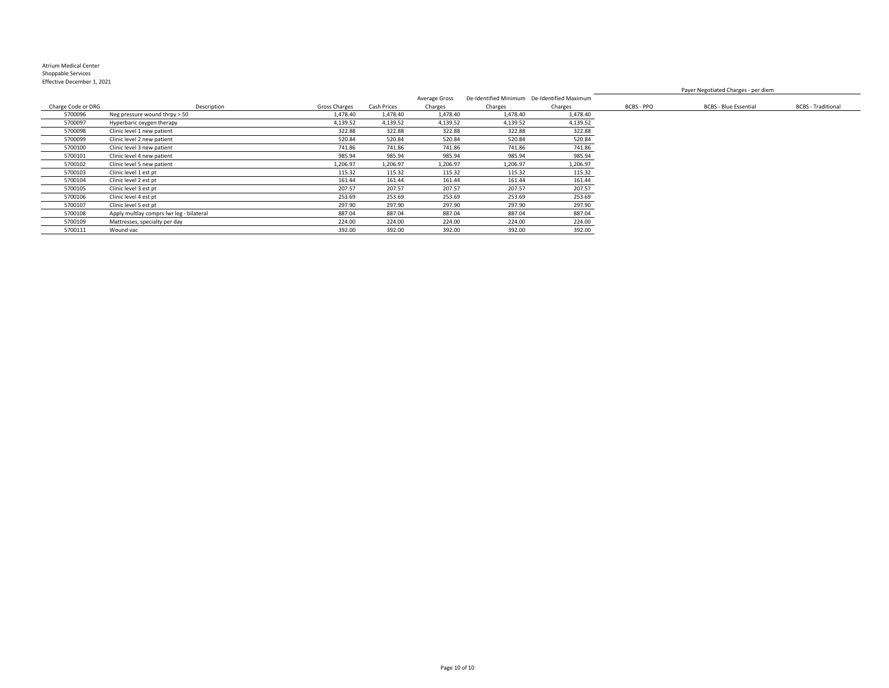Atrium Medical Center
Shoppable Services
Effective December 1, 2021

| | | | | | | | Payer Negotiated Charges - per diem | | |
|---|---|---|---|---|---|---|---|---|---|
| Charge Code or DRG | Description | Gross Charges | Cash Prices | Average Gross Charges | De-Identified Minimum Charges | De-Identified Maximum Charges | BCBS - PPO | BCBS - Blue Essential | BCBS - Traditional |
| 5700096 | Neg pressure wound thrpy > 50 | 1,478.40 | 1,478.40 | 1,478.40 | 1,478.40 | 1,478.40 | | | |
| 5700097 | Hyperbaric oxygen therapy | 4,139.52 | 4,139.52 | 4,139.52 | 4,139.52 | 4,139.52 | | | |
| 5700098 | Clinic level 1 new patient | 322.88 | 322.88 | 322.88 | 322.88 | 322.88 | | | |
| 5700099 | Clinic level 2 new patient | 520.84 | 520.84 | 520.84 | 520.84 | 520.84 | | | |
| 5700100 | Clinic level 3 new patient | 741.86 | 741.86 | 741.86 | 741.86 | 741.86 | | | |
| 5700101 | Clinic level 4 new patient | 985.94 | 985.94 | 985.94 | 985.94 | 985.94 | | | |
| 5700102 | Clinic level 5 new patient | 1,206.97 | 1,206.97 | 1,206.97 | 1,206.97 | 1,206.97 | | | |
| 5700103 | Clinic level 1 est pt | 115.32 | 115.32 | 115.32 | 115.32 | 115.32 | | | |
| 5700104 | Clinic level 2 est pt | 161.44 | 161.44 | 161.44 | 161.44 | 161.44 | | | |
| 5700105 | Clinic level 3 est pt | 207.57 | 207.57 | 207.57 | 207.57 | 207.57 | | | |
| 5700106 | Clinic level 4 est pt | 253.69 | 253.69 | 253.69 | 253.69 | 253.69 | | | |
| 5700107 | Clinic level 5 est pt | 297.90 | 297.90 | 297.90 | 297.90 | 297.90 | | | |
| 5700108 | Apply multlay comprs lwr leg - bilateral | 887.04 | 887.04 | 887.04 | 887.04 | 887.04 | | | |
| 5700109 | Mattresses, specialty per day | 224.00 | 224.00 | 224.00 | 224.00 | 224.00 | | | |
| 5700111 | Wound vac | 392.00 | 392.00 | 392.00 | 392.00 | 392.00 | | | |